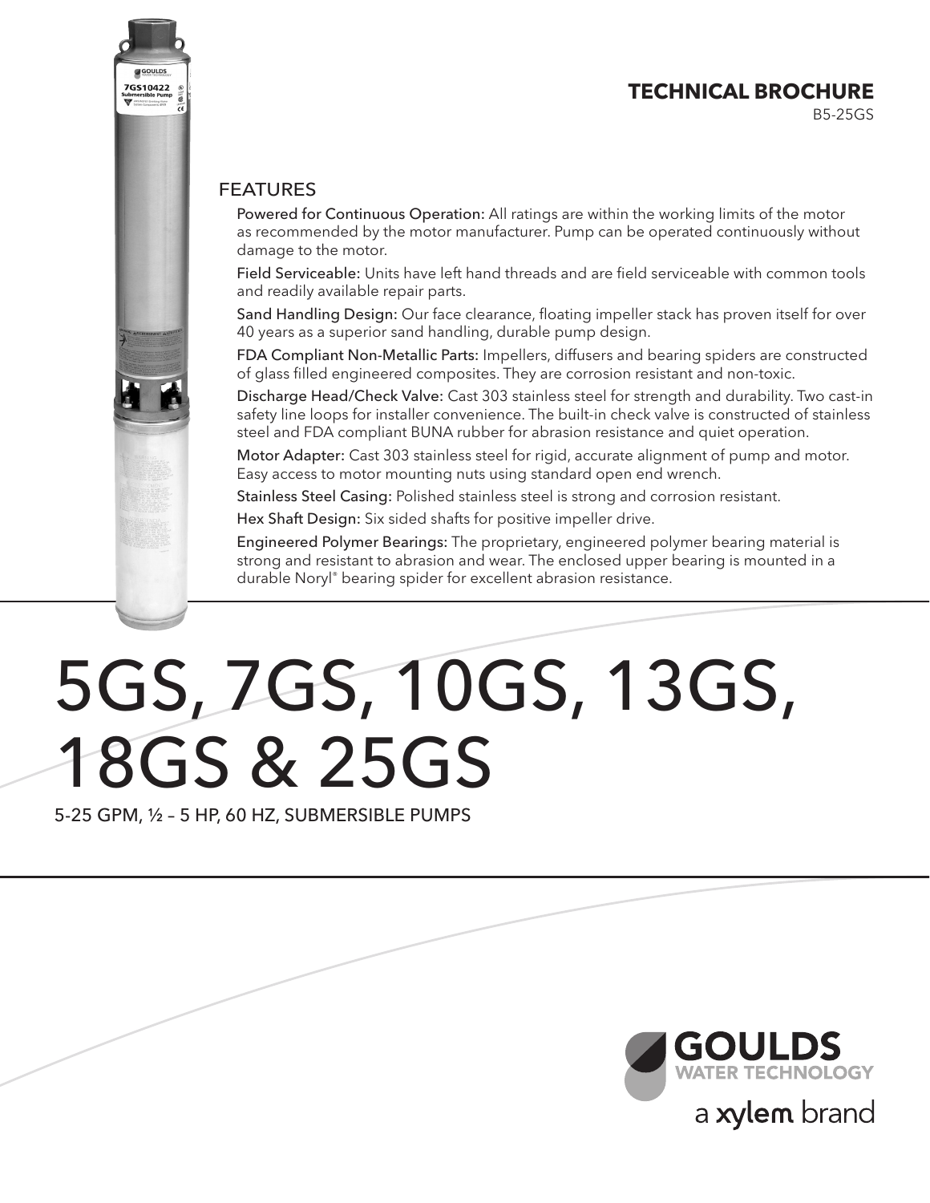**TECHNICAL BROCHURE**

B5-25GS

## FEATURES

**Powered for Continuous Operation:** All ratings are within the working limits of the motor as recommended by the motor manufacturer. Pump can be operated continuously without damage to the motor.

**Field Serviceable:** Units have left hand threads and are field serviceable with common tools and readily available repair parts.

**Sand Handling Design:** Our face clearance, floating impeller stack has proven itself for over 40 years as a superior sand handling, durable pump design.

**FDA Compliant Non-Metallic Parts:** Impellers, diffusers and bearing spiders are constructed of glass filled engineered composites. They are corrosion resistant and non-toxic.

**Discharge Head/Check Valve:** Cast 303 stainless steel for strength and durability. Two cast-in safety line loops for installer convenience. The built-in check valve is constructed of stainless steel and FDA compliant BUNA rubber for abrasion resistance and quiet operation.

**Motor Adapter:** Cast 303 stainless steel for rigid, accurate alignment of pump and motor. Easy access to motor mounting nuts using standard open end wrench.

**Stainless Steel Casing:** Polished stainless steel is strong and corrosion resistant.

**Hex Shaft Design:** Six sided shafts for positive impeller drive.

**Engineered Polymer Bearings:** The proprietary, engineered polymer bearing material is strong and resistant to abrasion and wear. The enclosed upper bearing is mounted in a durable Noryl® bearing spider for excellent abrasion resistance.

# 5GS, 7GS, 10GS, 13GS, 18GS & 25GS

5-25 GPM, ½ – 5 HP, 60 HZ, SUBMERSIBLE PUMPS

GOULDS WATER TECHNOLOGY

a xylem brand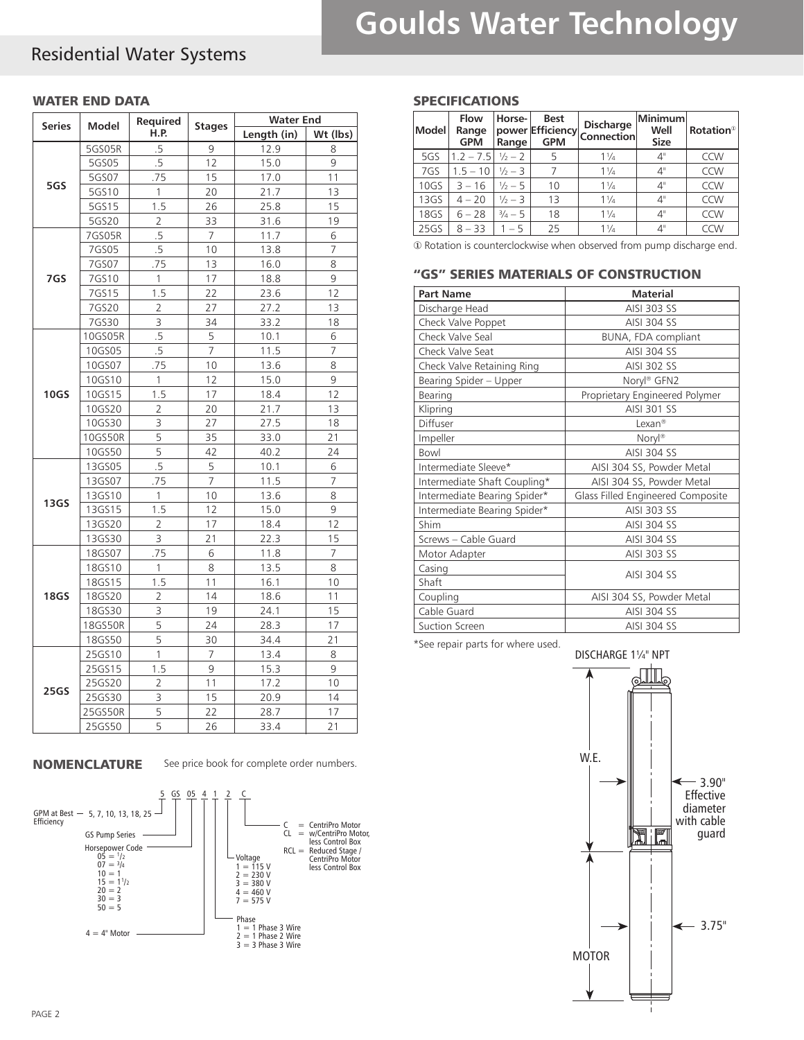# Goulds Water Technology

## Residential Water Systems

### WATER END DATA

| Series | Model | Required H.P. | Stages | Water End | |
|---|---|---|---|---|---|
| | | | | Length (in) | Wt (lbs) |
| 5GS | 5GS05R | .5 | 9 | 12.9 | 8 |
| | 5GS05 | .5 | 12 | 15.0 | 9 |
| | 5GS07 | .75 | 15 | 17.0 | 11 |
| | 5GS10 | 1 | 20 | 21.7 | 13 |
| | 5GS15 | 1.5 | 26 | 25.8 | 15 |
| | 5GS20 | 2 | 33 | 31.6 | 19 |
| 7GS | 7GS05R | .5 | 7 | 11.7 | 6 |
| | 7GS05 | .5 | 10 | 13.8 | 7 |
| | 7GS07 | .75 | 13 | 16.0 | 8 |
| | 7GS10 | 1 | 17 | 18.8 | 9 |
| | 7GS15 | 1.5 | 22 | 23.6 | 12 |
| | 7GS20 | 2 | 27 | 27.2 | 13 |
| | 7GS30 | 3 | 34 | 33.2 | 18 |
| 10GS | 10GS05R | .5 | 5 | 10.1 | 6 |
| | 10GS05 | .5 | 7 | 11.5 | 7 |
| | 10GS07 | .75 | 10 | 13.6 | 8 |
| | 10GS10 | 1 | 12 | 15.0 | 9 |
| | 10GS15 | 1.5 | 17 | 18.4 | 12 |
| | 10GS20 | 2 | 20 | 21.7 | 13 |
| | 10GS30 | 3 | 27 | 27.5 | 18 |
| | 10GS50R | 5 | 35 | 33.0 | 21 |
| | 10GS50 | 5 | 42 | 40.2 | 24 |
| 13GS | 13GS05 | .5 | 5 | 10.1 | 6 |
| | 13GS07 | .75 | 7 | 11.5 | 7 |
| | 13GS10 | 1 | 10 | 13.6 | 8 |
| | 13GS15 | 1.5 | 12 | 15.0 | 9 |
| | 13GS20 | 2 | 17 | 18.4 | 12 |
| | 13GS30 | 3 | 21 | 22.3 | 15 |
| 18GS | 18GS07 | .75 | 6 | 11.8 | 7 |
| | 18GS10 | 1 | 8 | 13.5 | 8 |
| | 18GS15 | 1.5 | 11 | 16.1 | 10 |
| | 18GS20 | 2 | 14 | 18.6 | 11 |
| | 18GS30 | 3 | 19 | 24.1 | 15 |
| | 18GS50R | 5 | 24 | 28.3 | 17 |
| | 18GS50 | 5 | 30 | 34.4 | 21 |
| 25GS | 25GS10 | 1 | 7 | 13.4 | 8 |
| | 25GS15 | 1.5 | 9 | 15.3 | 9 |
| | 25GS20 | 2 | 11 | 17.2 | 10 |
| | 25GS30 | 3 | 15 | 20.9 | 14 |
| | 25GS50R | 5 | 22 | 28.7 | 17 |
| | 25GS50 | 5 | 26 | 33.4 | 21 |

### NOMENCLATURE

See price book for complete order numbers.

5 GS 05 4 1 2 C

- GPM at Best Efficiency — 5, 7, 10, 13, 18, 25
- GS Pump Series
- Horsepower Code
  - 05 = 1/2
  - 07 = 3/4
  - 10 = 1
  - 15 = 1 1/2
  - 20 = 2
  - 30 = 3
  - 50 = 5
- 4 = 4" Motor
- Phase
  - 1 = 1 Phase 3 Wire
  - 2 = 1 Phase 2 Wire
  - 3 = 3 Phase 3 Wire
- Voltage
  - 1 = 115 V
  - 2 = 230 V
  - 3 = 380 V
  - 4 = 460 V
  - 7 = 575 V
- C = CentriPro Motor
- CL = w/CentriPro Motor, less Control Box
- RCL = Reduced Stage / CentriPro Motor less Control Box

### SPECIFICATIONS

| Model | Flow Range GPM | Horse-power Range | Best Efficiency GPM | Discharge Connection | Minimum Well Size | Rotation[1] |
|---|---|---|---|---|---|---|
| 5GS | 1.2 – 7.5 | ½ – 2 | 5 | 1¼ | 4" | CCW |
| 7GS | 1.5 – 10 | ½ – 3 | 7 | 1¼ | 4" | CCW |
| 10GS | 3 – 16 | ½ – 5 | 10 | 1¼ | 4" | CCW |
| 13GS | 4 – 20 | ½ – 3 | 13 | 1¼ | 4" | CCW |
| 18GS | 6 – 28 | ¾ – 5 | 18 | 1¼ | 4" | CCW |
| 25GS | 8 – 33 | 1 – 5 | 25 | 1¼ | 4" | CCW |

[1] Rotation is counterclockwise when observed from pump discharge end.

### "GS" SERIES MATERIALS OF CONSTRUCTION

| Part Name | Material |
|---|---|
| Discharge Head | AISI 303 SS |
| Check Valve Poppet | AISI 304 SS |
| Check Valve Seal | BUNA, FDA compliant |
| Check Valve Seat | AISI 304 SS |
| Check Valve Retaining Ring | AISI 302 SS |
| Bearing Spider – Upper | Noryl® GFN2 |
| Bearing | Proprietary Engineered Polymer |
| Klipring | AISI 301 SS |
| Diffuser | Lexan® |
| Impeller | Noryl® |
| Bowl | AISI 304 SS |
| Intermediate Sleeve* | AISI 304 SS, Powder Metal |
| Intermediate Shaft Coupling* | AISI 304 SS, Powder Metal |
| Intermediate Bearing Spider* | Glass Filled Engineered Composite |
| Intermediate Bearing Spider* | AISI 303 SS |
| Shim | AISI 304 SS |
| Screws – Cable Guard | AISI 304 SS |
| Motor Adapter | AISI 303 SS |
| Casing | AISI 304 SS |
| Shaft | AISI 304 SS |
| Coupling | AISI 304 SS, Powder Metal |
| Cable Guard | AISI 304 SS |
| Suction Screen | AISI 304 SS |

*See repair parts for where used.

DISCHARGE 1¼" NPT

W.E.

3.90" Effective diameter with cable guard

3.75"

MOTOR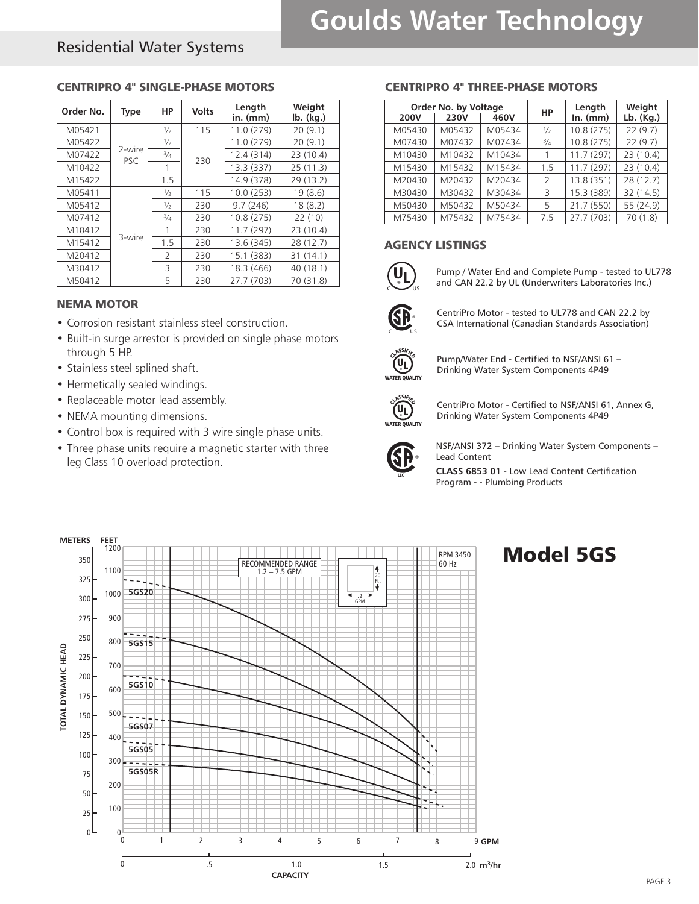## CENTRIPRO 4" SINGLE-PHASE MOTORS

| Order No. | Type | HP | Volts | Length in. (mm) | Weight lb. (kg.) |
|---|---|---|---|---|---|
| M05421 | 2-wire PSC | ½ | 115 | 11.0 (279) | 20 (9.1) |
| M05422 | | ½ | 230 | 11.0 (279) | 20 (9.1) |
| M07422 | | ¾ | | 12.4 (314) | 23 (10.4) |
| M10422 | | 1 | | 13.3 (337) | 25 (11.3) |
| M15422 | | 1.5 | | 14.9 (378) | 29 (13.2) |
| M05411 | 3-wire | ½ | 115 | 10.0 (253) | 19 (8.6) |
| M05412 | | ½ | 230 | 9.7 (246) | 18 (8.2) |
| M07412 | | ¾ | 230 | 10.8 (275) | 22 (10) |
| M10412 | | 1 | 230 | 11.7 (297) | 23 (10.4) |
| M15412 | | 1.5 | 230 | 13.6 (345) | 28 (12.7) |
| M20412 | | 2 | 230 | 15.1 (383) | 31 (14.1) |
| M30412 | | 3 | 230 | 18.3 (466) | 40 (18.1) |
| M50412 | | 5 | 230 | 27.7 (703) | 70 (31.8) |

## NEMA MOTOR

- Corrosion resistant stainless steel construction.
- Built-in surge arrestor is provided on single phase motors through 5 HP.
- Stainless steel splined shaft.
- Hermetically sealed windings.
- Replaceable motor lead assembly.
- NEMA mounting dimensions.
- Control box is required with 3 wire single phase units.
- Three phase units require a magnetic starter with three leg Class 10 overload protection.

## CENTRIPRO 4" THREE-PHASE MOTORS

| Order No. by Voltage | | | HP | Length In. (mm) | Weight Lb. (Kg.) |
|---|---|---|---|---|---|
| 200V | 230V | 460V | | | |
| M05430 | M05432 | M05434 | ½ | 10.8 (275) | 22 (9.7) |
| M07430 | M07432 | M07434 | ¾ | 10.8 (275) | 22 (9.7) |
| M10430 | M10432 | M10434 | 1 | 11.7 (297) | 23 (10.4) |
| M15430 | M15432 | M15434 | 1.5 | 11.7 (297) | 23 (10.4) |
| M20430 | M20432 | M20434 | 2 | 13.8 (351) | 28 (12.7) |
| M30430 | M30432 | M30434 | 3 | 15.3 (389) | 32 (14.5) |
| M50430 | M50432 | M50434 | 5 | 21.7 (550) | 55 (24.9) |
| M75430 | M75432 | M75434 | 7.5 | 27.7 (703) | 70 (1.8) |

## AGENCY LISTINGS

Pump / Water End and Complete Pump - tested to UL778 and CAN 22.2 by UL (Underwriters Laboratories Inc.)

CentriPro Motor - tested to UL778 and CAN 22.2 by CSA International (Canadian Standards Association)

Pump/Water End - Certified to NSF/ANSI 61 – Drinking Water System Components 4P49

CentriPro Motor - Certified to NSF/ANSI 61, Annex G, Drinking Water System Components 4P49

NSF/ANSI 372 – Drinking Water System Components – Lead Content

**CLASS 6853 01** - Low Lead Content Certification Program - - Plumbing Products

# Model 5GS

RECOMMENDED RANGE 1.2 – 7.5 GPM

RPM 3450 60 Hz

Curves: 5GS20, 5GS15, 5GS10, 5GS07, 5GS05, 5GS05R

TOTAL DYNAMIC HEAD (METERS / FEET) vs. CAPACITY (GPM / m³/hr)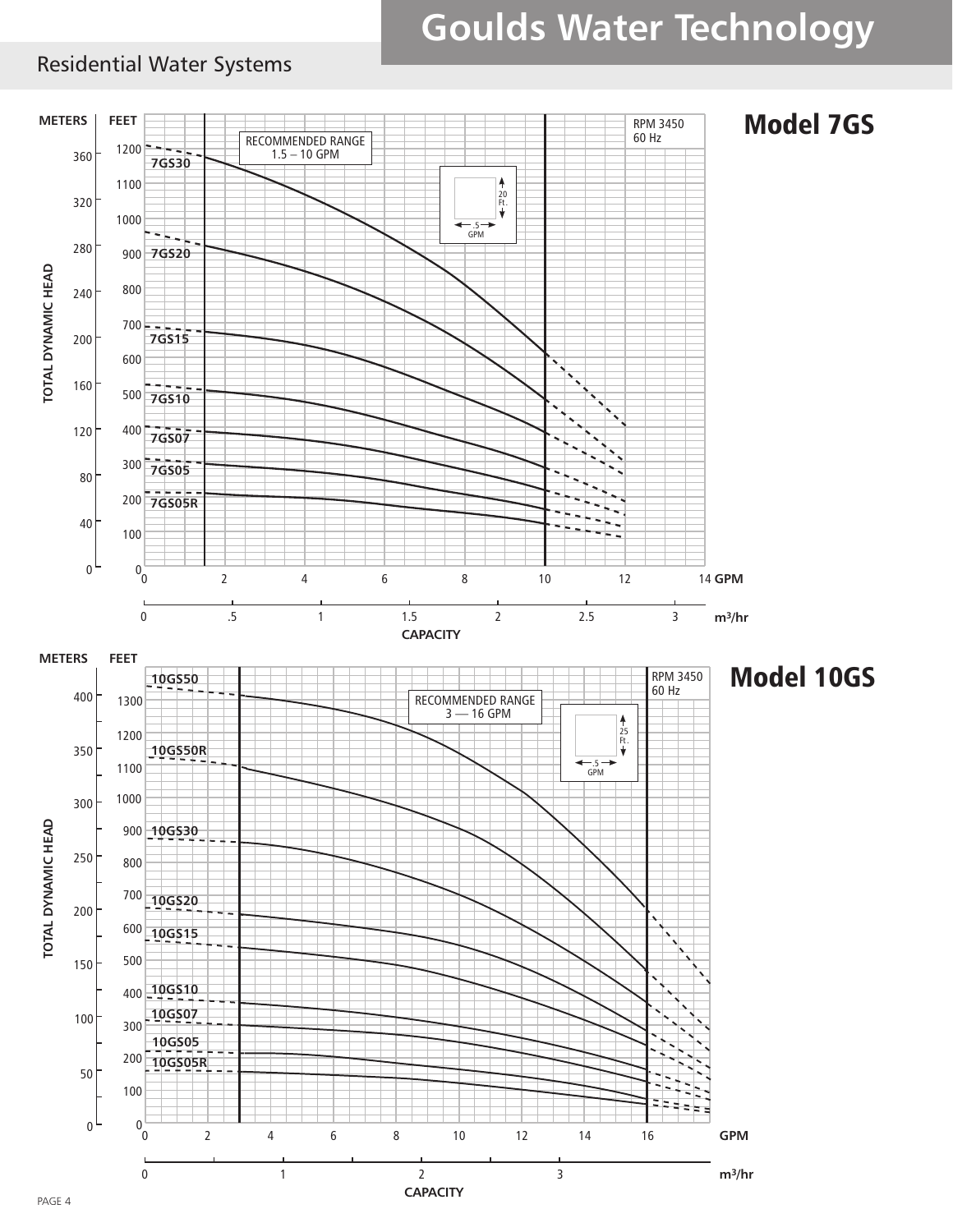## Residential Water Systems

## Model 7GS

RPM 3450
60 Hz

RECOMMENDED RANGE
1.5 – 10 GPM

Scale: 20 Ft. × .5 GPM

TOTAL DYNAMIC HEAD (METERS / FEET)

Curves: 7GS30, 7GS20, 7GS15, 7GS10, 7GS07, 7GS05, 7GS05R

CAPACITY (GPM / m³/hr)

## Model 10GS

RPM 3450
60 Hz

RECOMMENDED RANGE
3 — 16 GPM

Scale: 25 Ft. × .5 GPM

TOTAL DYNAMIC HEAD (METERS / FEET)

Curves: 10GS50, 10GS50R, 10GS30, 10GS20, 10GS15, 10GS10, 10GS07, 10GS05, 10GS05R

CAPACITY (GPM / m³/hr)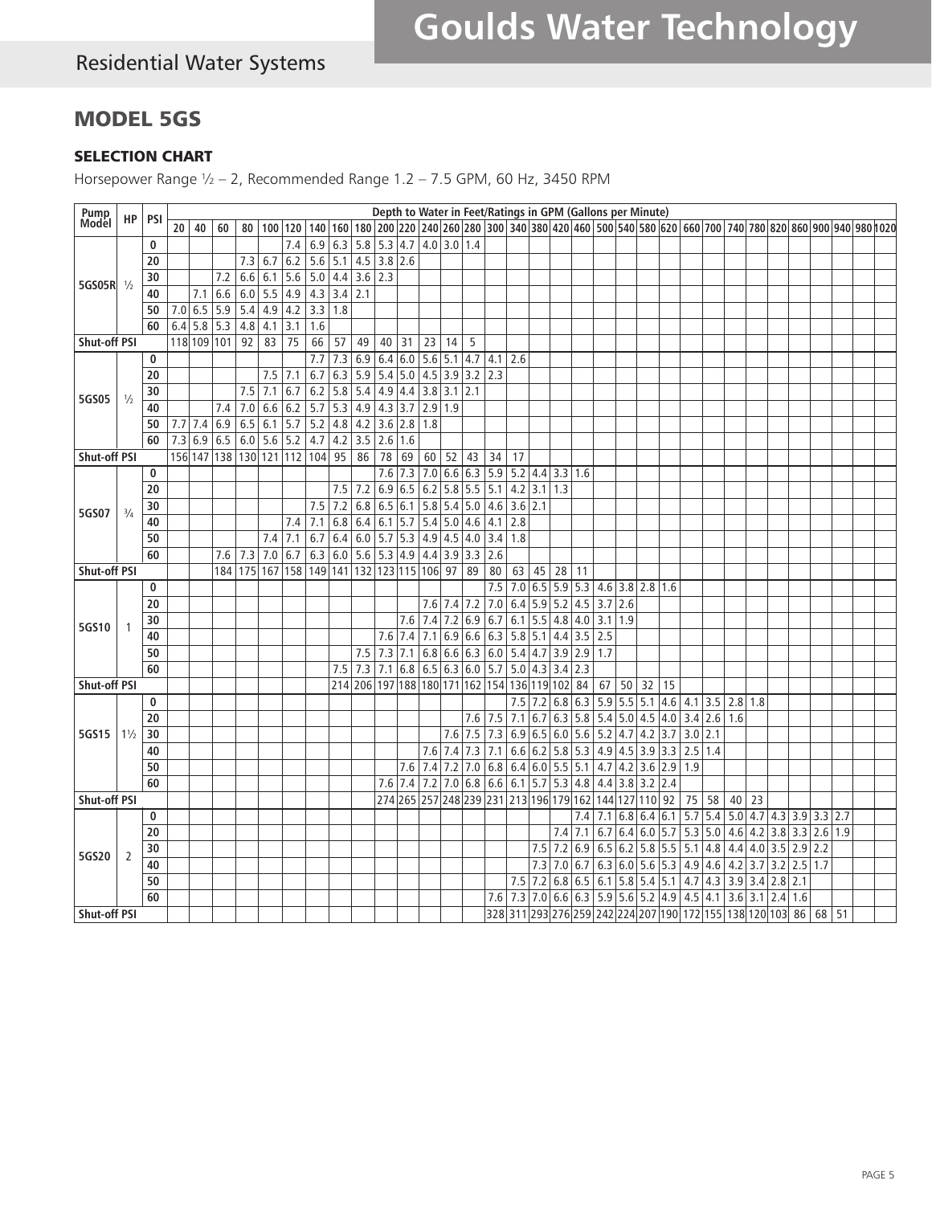## MODEL 5GS

### SELECTION CHART

Horsepower Range ½ – 2, Recommended Range 1.2 – 7.5 GPM, 60 Hz, 3450 RPM

| Pump Model | HP | PSI | Depth to Water in Feet/Ratings in GPM (Gallons per Minute) | | | | | | | | | | | | | | | | | | | | | | | | | | | | | | | | |
|---|---|---|---|---|---|---|---|---|---|---|---|---|---|---|---|---|---|---|---|---|---|---|---|---|---|---|---|---|---|---|---|---|---|---|---|
| | | | 20 | 40 | 60 | 80 | 100 | 120 | 140 | 160 | 180 | 200 | 220 | 240 | 260 | 280 | 300 | 340 | 380 | 420 | 460 | 500 | 540 | 580 | 620 | 660 | 700 | 740 | 780 | 820 | 860 | 900 | 940 | 980 | 1020 |
| 5GS05R | ½ | 0 | | | | | | 7.4 | 6.9 | 6.3 | 5.8 | 5.3 | 4.7 | 4.0 | 3.0 | 1.4 | | | | | | | | | | | | | | | | | | | |
| | | 20 | | | | 7.3 | 6.7 | 6.2 | 5.6 | 5.1 | 4.5 | 3.8 | 2.6 | | | | | | | | | | | | | | | | | | | | | | |
| | | 30 | | | 7.2 | 6.6 | 6.1 | 5.6 | 5.0 | 4.4 | 3.6 | 2.3 | | | | | | | | | | | | | | | | | | | | | | | |
| | | 40 | | 7.1 | 6.6 | 6.0 | 5.5 | 4.9 | 4.3 | 3.4 | 2.1 | | | | | | | | | | | | | | | | | | | | | | | | |
| | | 50 | 7.0 | 6.5 | 5.9 | 5.4 | 4.9 | 4.2 | 3.3 | 1.8 | | | | | | | | | | | | | | | | | | | | | | | | | |
| | | 60 | 6.4 | 5.8 | 5.3 | 4.8 | 4.1 | 3.1 | 1.6 | | | | | | | | | | | | | | | | | | | | | | | | | | |
| Shut-off PSI | | | 118 | 109 | 101 | 92 | 83 | 75 | 66 | 57 | 49 | 40 | 31 | 23 | 14 | 5 | | | | | | | | | | | | | | | | | | | |
| 5GS05 | ½ | 0 | | | | | | | 7.7 | 7.3 | 6.9 | 6.4 | 6.0 | 5.6 | 5.1 | 4.7 | 4.1 | 2.6 | | | | | | | | | | | | | | | | | |
| | | 20 | | | | | 7.5 | 7.1 | 6.7 | 6.3 | 5.9 | 5.4 | 5.0 | 4.5 | 3.9 | 3.2 | 2.3 | | | | | | | | | | | | | | | | | | |
| | | 30 | | | | 7.5 | 7.1 | 6.7 | 6.2 | 5.8 | 5.4 | 4.9 | 4.4 | 3.8 | 3.1 | 2.1 | | | | | | | | | | | | | | | | | | | |
| | | 40 | | | 7.4 | 7.0 | 6.6 | 6.2 | 5.7 | 5.3 | 4.9 | 4.3 | 3.7 | 2.9 | 1.9 | | | | | | | | | | | | | | | | | | | | |
| | | 50 | 7.7 | 7.4 | 6.9 | 6.5 | 6.1 | 5.7 | 5.2 | 4.8 | 4.2 | 3.6 | 2.8 | 1.8 | | | | | | | | | | | | | | | | | | | | | |
| | | 60 | 7.3 | 6.9 | 6.5 | 6.0 | 5.6 | 5.2 | 4.7 | 4.2 | 3.5 | 2.6 | 1.6 | | | | | | | | | | | | | | | | | | | | | | |
| Shut-off PSI | | | 156 | 147 | 138 | 130 | 121 | 112 | 104 | 95 | 86 | 78 | 69 | 60 | 52 | 43 | 34 | 17 | | | | | | | | | | | | | | | | | |
| 5GS07 | ¾ | 0 | | | | | | | | | | 7.6 | 7.3 | 7.0 | 6.6 | 6.3 | 5.9 | 5.2 | 4.4 | 3.3 | 1.6 | | | | | | | | | | | | | | |
| | | 20 | | | | | | | | 7.5 | 7.2 | 6.9 | 6.5 | 6.2 | 5.8 | 5.5 | 5.1 | 4.2 | 3.1 | 1.3 | | | | | | | | | | | | | | | |
| | | 30 | | | | | | | 7.5 | 7.2 | 6.8 | 6.5 | 6.1 | 5.8 | 5.4 | 5.0 | 4.6 | 3.6 | 2.1 | | | | | | | | | | | | | | | | |
| | | 40 | | | | | | 7.4 | 7.1 | 6.8 | 6.4 | 6.1 | 5.7 | 5.4 | 5.0 | 4.6 | 4.1 | 2.8 | | | | | | | | | | | | | | | | | |
| | | 50 | | | | | 7.4 | 7.1 | 6.7 | 6.4 | 6.0 | 5.7 | 5.3 | 4.9 | 4.5 | 4.0 | 3.4 | 1.8 | | | | | | | | | | | | | | | | | |
| | | 60 | | | 7.6 | 7.3 | 7.0 | 6.7 | 6.3 | 6.0 | 5.6 | 5.3 | 4.9 | 4.4 | 3.9 | 3.3 | 2.6 | | | | | | | | | | | | | | | | | | |
| Shut-off PSI | | | | | 184 | 175 | 167 | 158 | 149 | 141 | 132 | 123 | 115 | 106 | 97 | 89 | 80 | 63 | 45 | 28 | 11 | | | | | | | | | | | | | | |
| 5GS10 | 1 | 0 | | | | | | | | | | | | | | | 7.5 | 7.0 | 6.5 | 5.9 | 5.3 | 4.6 | 3.8 | 2.8 | 1.6 | | | | | | | | | | |
| | | 20 | | | | | | | | | | | | 7.6 | 7.4 | 7.2 | 7.0 | 6.4 | 5.9 | 5.2 | 4.5 | 3.7 | 2.6 | | | | | | | | | | | | |
| | | 30 | | | | | | | | | | | 7.6 | 7.4 | 7.2 | 6.9 | 6.7 | 6.1 | 5.5 | 4.8 | 4.0 | 3.1 | 1.9 | | | | | | | | | | | | |
| | | 40 | | | | | | | | | | 7.6 | 7.4 | 7.1 | 6.9 | 6.6 | 6.3 | 5.8 | 5.1 | 4.4 | 3.5 | 2.5 | | | | | | | | | | | | | |
| | | 50 | | | | | | | | | 7.5 | 7.3 | 7.1 | 6.8 | 6.6 | 6.3 | 6.0 | 5.4 | 4.7 | 3.9 | 2.9 | 1.7 | | | | | | | | | | | | | |
| | | 60 | | | | | | | | 7.5 | 7.3 | 7.1 | 6.8 | 6.5 | 6.3 | 6.0 | 5.7 | 5.0 | 4.3 | 3.4 | 2.3 | | | | | | | | | | | | | | |
| Shut-off PSI | | | | | | | | | | 214 | 206 | 197 | 188 | 180 | 171 | 162 | 154 | 136 | 119 | 102 | 84 | 67 | 50 | 32 | 15 | | | | | | | | | | |
| 5GS15 | 1½ | 0 | | | | | | | | | | | | | | | | 7.5 | 7.2 | 6.8 | 6.3 | 5.9 | 5.5 | 5.1 | 4.6 | 4.1 | 3.5 | 2.8 | 1.8 | | | | | | |
| | | 20 | | | | | | | | | | | | | | 7.6 | 7.5 | 7.1 | 6.7 | 6.3 | 5.8 | 5.4 | 5.0 | 4.5 | 4.0 | 3.4 | 2.6 | 1.6 | | | | | | | |
| | | 30 | | | | | | | | | | | | | 7.6 | 7.5 | 7.3 | 6.9 | 6.5 | 6.0 | 5.6 | 5.2 | 4.7 | 4.2 | 3.7 | 3.0 | 2.1 | | | | | | | | |
| | | 40 | | | | | | | | | | | | 7.6 | 7.4 | 7.3 | 7.1 | 6.6 | 6.2 | 5.8 | 5.3 | 4.9 | 4.5 | 3.9 | 3.3 | 2.5 | 1.4 | | | | | | | | |
| | | 50 | | | | | | | | | | | 7.6 | 7.4 | 7.2 | 7.0 | 6.8 | 6.4 | 6.0 | 5.5 | 5.1 | 4.7 | 4.2 | 3.6 | 2.9 | 1.9 | | | | | | | | | |
| | | 60 | | | | | | | | | | 7.6 | 7.4 | 7.2 | 7.0 | 6.8 | 6.6 | 6.1 | 5.7 | 5.3 | 4.8 | 4.4 | 3.8 | 3.2 | 2.4 | | | | | | | | | | |
| Shut-off PSI | | | | | | | | | | | | 274 | 265 | 257 | 248 | 239 | 231 | 213 | 196 | 179 | 162 | 144 | 127 | 110 | 92 | 75 | 58 | 40 | 23 | | | | | | |
| 5GS20 | 2 | 0 | | | | | | | | | | | | | | | | | | | 7.4 | 7.1 | 6.8 | 6.4 | 6.1 | 5.7 | 5.4 | 5.0 | 4.7 | 4.3 | 3.9 | 3.3 | 2.7 | | |
| | | 20 | | | | | | | | | | | | | | | | | | 7.4 | 7.1 | 6.7 | 6.4 | 6.0 | 5.7 | 5.3 | 5.0 | 4.6 | 4.2 | 3.8 | 3.3 | 2.6 | 1.9 | | |
| | | 30 | | | | | | | | | | | | | | | | | 7.5 | 7.2 | 6.9 | 6.5 | 6.2 | 5.8 | 5.5 | 5.1 | 4.8 | 4.4 | 4.0 | 3.5 | 2.9 | 2.2 | | | |
| | | 40 | | | | | | | | | | | | | | | | | 7.3 | 7.0 | 6.7 | 6.3 | 6.0 | 5.6 | 5.3 | 4.9 | 4.6 | 4.2 | 3.7 | 3.2 | 2.5 | 1.7 | | | |
| | | 50 | | | | | | | | | | | | | | | | 7.5 | 7.2 | 6.8 | 6.5 | 6.1 | 5.8 | 5.4 | 5.1 | 4.7 | 4.3 | 3.9 | 3.4 | 2.8 | 2.1 | | | | |
| | | 60 | | | | | | | | | | | | | | | 7.6 | 7.3 | 7.0 | 6.6 | 6.3 | 5.9 | 5.6 | 5.2 | 4.9 | 4.5 | 4.1 | 3.6 | 3.1 | 2.4 | 1.6 | | | | |
| Shut-off PSI | | | | | | | | | | | | | | | | | 328 | 311 | 293 | 276 | 259 | 242 | 224 | 207 | 190 | 172 | 155 | 138 | 120 | 103 | 86 | 68 | 51 | | |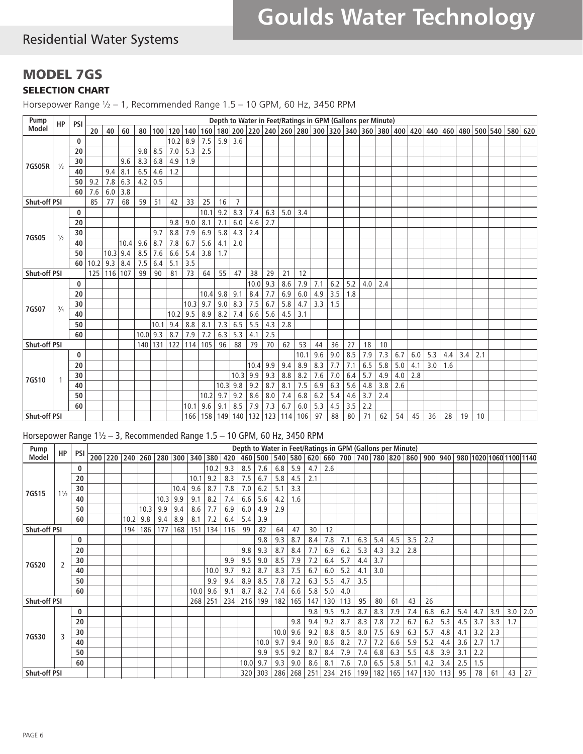# MODEL 7GS

## SELECTION CHART

Horsepower Range ½ – 1, Recommended Range 1.5 – 10 GPM, 60 Hz, 3450 RPM

| Pump Model | HP | PSI | Depth to Water in Feet/Ratings in GPM (Gallons per Minute) | | | | | | | | | | | | | | | | | | | | | | | | | | | |
|---|---|---|---|---|---|---|---|---|---|---|---|---|---|---|---|---|---|---|---|---|---|---|---|---|---|---|---|---|---|---|
| | | | 20 | 40 | 60 | 80 | 100 | 120 | 140 | 160 | 180 | 200 | 220 | 240 | 260 | 280 | 300 | 320 | 340 | 360 | 380 | 400 | 420 | 440 | 460 | 480 | 500 | 540 | 580 | 620 |
| 7GS05R | ½ | 0 | | | | | | 10.2 | 8.9 | 7.5 | 5.9 | 3.6 | | | | | | | | | | | | | | | | | | |
| | | 20 | | | | 9.8 | 8.5 | 7.0 | 5.3 | 2.5 | | | | | | | | | | | | | | | | | | | | |
| | | 30 | | | 9.6 | 8.3 | 6.8 | 4.9 | 1.9 | | | | | | | | | | | | | | | | | | | | | |
| | | 40 | | 9.4 | 8.1 | 6.5 | 4.6 | 1.2 | | | | | | | | | | | | | | | | | | | | | | |
| | | 50 | 9.2 | 7.8 | 6.3 | 4.2 | 0.5 | | | | | | | | | | | | | | | | | | | | | | | |
| | | 60 | 7.6 | 6.0 | 3.8 | | | | | | | | | | | | | | | | | | | | | | | | | |
| Shut-off PSI | | | 85 | 77 | 68 | 59 | 51 | 42 | 33 | 25 | 16 | 7 | | | | | | | | | | | | | | | | | | |
| 7GS05 | ½ | 0 | | | | | | | | 10.1 | 9.2 | 8.3 | 7.4 | 6.3 | 5.0 | 3.4 | | | | | | | | | | | | | | |
| | | 20 | | | | | | 9.8 | 9.0 | 8.1 | 7.1 | 6.0 | 4.6 | 2.7 | | | | | | | | | | | | | | | | |
| | | 30 | | | | | 9.7 | 8.8 | 7.9 | 6.9 | 5.8 | 4.3 | 2.4 | | | | | | | | | | | | | | | | | |
| | | 40 | | | 10.4 | 9.6 | 8.7 | 7.8 | 6.7 | 5.6 | 4.1 | 2.0 | | | | | | | | | | | | | | | | | | |
| | | 50 | | 10.3 | 9.4 | 8.5 | 7.6 | 6.6 | 5.4 | 3.8 | 1.7 | | | | | | | | | | | | | | | | | | | |
| | | 60 | 10.2 | 9.3 | 8.4 | 7.5 | 6.4 | 5.1 | 3.5 | | | | | | | | | | | | | | | | | | | | | |
| Shut-off PSI | | | 125 | 116 | 107 | 99 | 90 | 81 | 73 | 64 | 55 | 47 | 38 | 29 | 21 | 12 | | | | | | | | | | | | | | |
| 7GS07 | ¾ | 0 | | | | | | | | | | | 10.0 | 9.3 | 8.6 | 7.9 | 7.1 | 6.2 | 5.2 | 4.0 | 2.4 | | | | | | | | | |
| | | 20 | | | | | | | | 10.4 | 9.8 | 9.1 | 8.4 | 7.7 | 6.9 | 6.0 | 4.9 | 3.5 | 1.8 | | | | | | | | | | | |
| | | 30 | | | | | | | 10.3 | 9.7 | 9.0 | 8.3 | 7.5 | 6.7 | 5.8 | 4.7 | 3.3 | 1.5 | | | | | | | | | | | | |
| | | 40 | | | | | | 10.2 | 9.5 | 8.9 | 8.2 | 7.4 | 6.6 | 5.6 | 4.5 | 3.1 | | | | | | | | | | | | | | |
| | | 50 | | | | | 10.1 | 9.4 | 8.8 | 8.1 | 7.3 | 6.5 | 5.5 | 4.3 | 2.8 | | | | | | | | | | | | | | | |
| | | 60 | | | | 10.0 | 9.3 | 8.7 | 7.9 | 7.2 | 6.3 | 5.3 | 4.1 | 2.5 | | | | | | | | | | | | | | | | |
| Shut-off PSI | | | | | | 140 | 131 | 122 | 114 | 105 | 96 | 88 | 79 | 70 | 62 | 53 | 44 | 36 | 27 | 18 | 10 | | | | | | | | | |
| 7GS10 | 1 | 0 | | | | | | | | | | | | | | 10.1 | 9.6 | 9.0 | 8.5 | 7.9 | 7.3 | 6.7 | 6.0 | 5.3 | 4.4 | 3.4 | 2.1 | | | |
| | | 20 | | | | | | | | | | | 10.4 | 9.9 | 9.4 | 8.9 | 8.3 | 7.7 | 7.1 | 6.5 | 5.8 | 5.0 | 4.1 | 3.0 | 1.6 | | | | | |
| | | 30 | | | | | | | | | | 10.3 | 9.9 | 9.3 | 8.8 | 8.2 | 7.6 | 7.0 | 6.4 | 5.7 | 4.9 | 4.0 | 2.8 | | | | | | | |
| | | 40 | | | | | | | | | 10.3 | 9.8 | 9.2 | 8.7 | 8.1 | 7.5 | 6.9 | 6.3 | 5.6 | 4.8 | 3.8 | 2.6 | | | | | | | | |
| | | 50 | | | | | | | | 10.2 | 9.7 | 9.2 | 8.6 | 8.0 | 7.4 | 6.8 | 6.2 | 5.4 | 4.6 | 3.7 | 2.4 | | | | | | | | | |
| | | 60 | | | | | | | 10.1 | 9.6 | 9.1 | 8.5 | 7.9 | 7.3 | 6.7 | 6.0 | 5.3 | 4.5 | 3.5 | 2.2 | | | | | | | | | | |
| Shut-off PSI | | | | | | | | | 166 | 158 | 149 | 140 | 132 | 123 | 114 | 106 | 97 | 88 | 80 | 71 | 62 | 54 | 45 | 36 | 28 | 19 | 10 | | | |

Horsepower Range 1½ – 3, Recommended Range 1.5 – 10 GPM, 60 Hz, 3450 RPM

| Pump Model | HP | PSI | Depth to Water in Feet/Ratings in GPM (Gallons per Minute) | | | | | | | | | | | | | | | | | | | | | | | | | | |
|---|---|---|---|---|---|---|---|---|---|---|---|---|---|---|---|---|---|---|---|---|---|---|---|---|---|---|---|---|---|
| | | | 200 | 220 | 240 | 260 | 280 | 300 | 340 | 380 | 420 | 460 | 500 | 540 | 580 | 620 | 660 | 700 | 740 | 780 | 820 | 860 | 900 | 940 | 980 | 1020 | 1060 | 1100 | 1140 |
| 7GS15 | 1½ | 0 | | | | | | | | 10.2 | 9.3 | 8.5 | 7.6 | 6.8 | 5.9 | 4.7 | 2.6 | | | | | | | | | | | | |
| | | 20 | | | | | | | 10.1 | 9.2 | 8.3 | 7.5 | 6.7 | 5.8 | 4.5 | 2.1 | | | | | | | | | | | | | |
| | | 30 | | | | | | 10.4 | 9.6 | 8.7 | 7.8 | 7.0 | 6.2 | 5.1 | 3.3 | | | | | | | | | | | | | | |
| | | 40 | | | | | 10.3 | 9.9 | 9.1 | 8.2 | 7.4 | 6.6 | 5.6 | 4.2 | 1.6 | | | | | | | | | | | | | | |
| | | 50 | | | | 10.3 | 9.9 | 9.4 | 8.6 | 7.7 | 6.9 | 6.0 | 4.9 | 2.9 | | | | | | | | | | | | | | | |
| | | 60 | | | 10.2 | 9.8 | 9.4 | 8.9 | 8.1 | 7.2 | 6.4 | 5.4 | 3.9 | | | | | | | | | | | | | | | | |
| Shut-off PSI | | | | | 194 | 186 | 177 | 168 | 151 | 134 | 116 | 99 | 82 | 64 | 47 | 30 | 12 | | | | | | | | | | | | |
| 7GS20 | 2 | 0 | | | | | | | | | | | 9.8 | 9.3 | 8.7 | 8.4 | 7.8 | 7.1 | 6.3 | 5.4 | 4.5 | 3.5 | 2.2 | | | | | | |
| | | 20 | | | | | | | | | | 9.8 | 9.3 | 8.7 | 8.4 | 7.7 | 6.9 | 6.2 | 5.3 | 4.3 | 3.2 | 2.8 | | | | | | | |
| | | 30 | | | | | | | | | 9.9 | 9.5 | 9.0 | 8.5 | 7.9 | 7.2 | 6.4 | 5.7 | 4.4 | 3.7 | | | | | | | | | |
| | | 40 | | | | | | | | 10.0 | 9.7 | 9.2 | 8.7 | 8.3 | 7.5 | 6.7 | 6.0 | 5.2 | 4.1 | 3.0 | | | | | | | | | |
| | | 50 | | | | | | | | 9.9 | 9.4 | 8.9 | 8.5 | 7.8 | 7.2 | 6.3 | 5.5 | 4.7 | 3.5 | | | | | | | | | | |
| | | 60 | | | | | | | 10.0 | 9.6 | 9.1 | 8.7 | 8.2 | 7.4 | 6.6 | 5.8 | 5.0 | 4.0 | | | | | | | | | | | |
| Shut-off PSI | | | | | | | | | 268 | 251 | 234 | 216 | 199 | 182 | 165 | 147 | 130 | 113 | 95 | 80 | 61 | 43 | 26 | | | | | | |
| 7GS30 | 3 | 0 | | | | | | | | | | | | | | 9.8 | 9.5 | 9.2 | 8.7 | 8.3 | 7.9 | 7.4 | 6.8 | 6.2 | 5.4 | 4.7 | 3.9 | 3.0 | 2.0 |
| | | 20 | | | | | | | | | | | | | 9.8 | 9.4 | 9.2 | 8.7 | 8.3 | 7.8 | 7.2 | 6.7 | 6.2 | 5.3 | 4.5 | 3.7 | 3.3 | 1.7 | |
| | | 30 | | | | | | | | | | | | 10.0 | 9.6 | 9.2 | 8.8 | 8.5 | 8.0 | 7.5 | 6.9 | 6.3 | 5.7 | 4.8 | 4.1 | 3.2 | 2.3 | | |
| | | 40 | | | | | | | | | | | 10.0 | 9.7 | 9.4 | 9.0 | 8.6 | 8.2 | 7.7 | 7.2 | 6.6 | 5.9 | 5.2 | 4.4 | 3.6 | 2.7 | 1.7 | | |
| | | 50 | | | | | | | | | | | 9.9 | 9.5 | 9.2 | 8.7 | 8.4 | 7.9 | 7.4 | 6.8 | 6.3 | 5.5 | 4.8 | 3.9 | 3.1 | 2.2 | | | |
| | | 60 | | | | | | | | | | 10.0 | 9.7 | 9.3 | 9.0 | 8.6 | 8.1 | 7.6 | 7.0 | 6.5 | 5.8 | 5.1 | 4.2 | 3.4 | 2.5 | 1.5 | | | |
| Shut-off PSI | | | | | | | | | | | | 320 | 303 | 286 | 268 | 251 | 234 | 216 | 199 | 182 | 165 | 147 | 130 | 113 | 95 | 78 | 61 | 43 | 27 |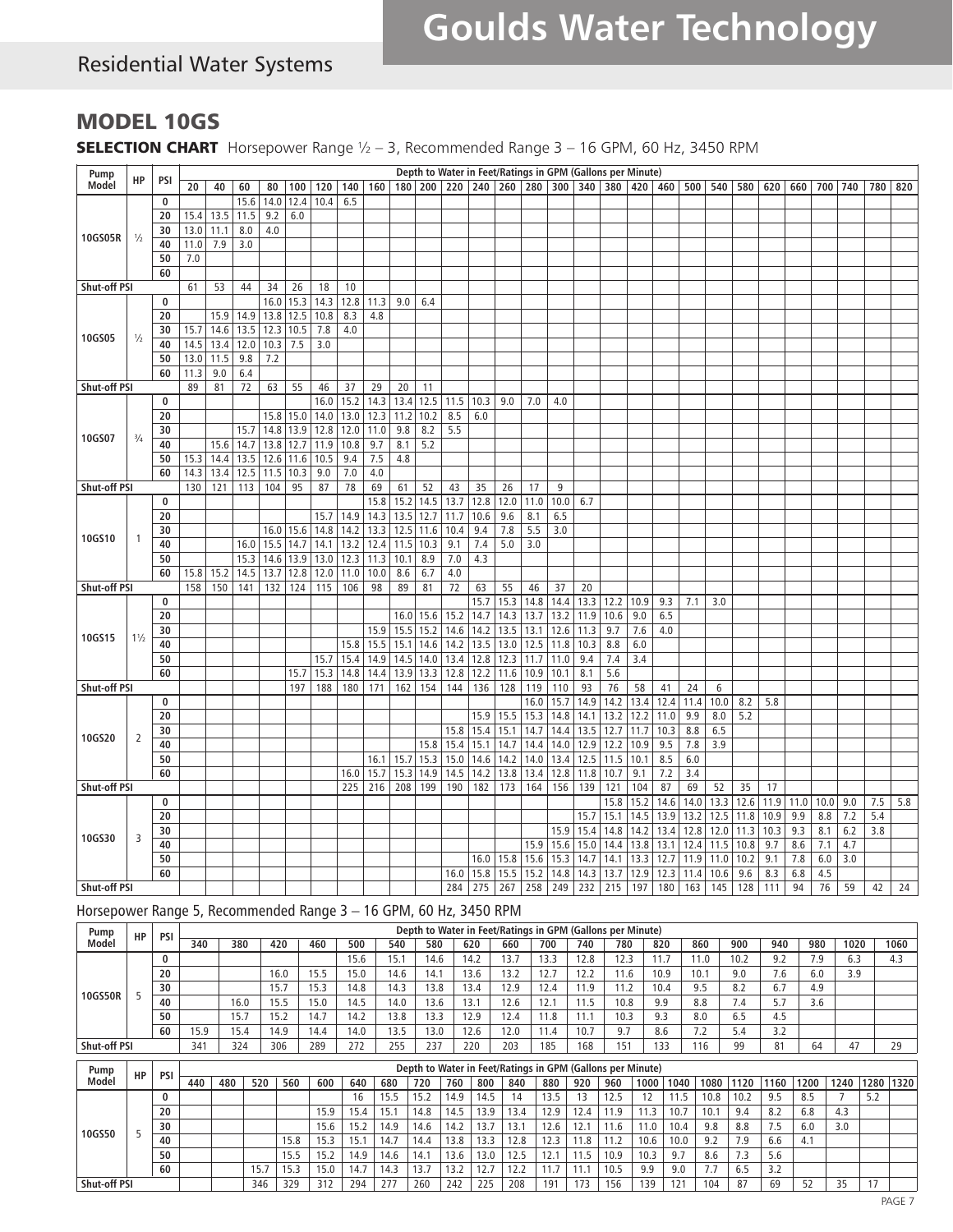## MODEL 10GS

**SELECTION CHART** Horsepower Range ½ – 3, Recommended Range 3 – 16 GPM, 60 Hz, 3450 RPM

| Pump Model | HP | PSI | Depth to Water in Feet/Ratings in GPM (Gallons per Minute) | | | | | | | | | | | | | | | | | | | | | | | | | | | |
|---|---|---|---|---|---|---|---|---|---|---|---|---|---|---|---|---|---|---|---|---|---|---|---|---|---|---|---|---|---|---|
| | | | 20 | 40 | 60 | 80 | 100 | 120 | 140 | 160 | 180 | 200 | 220 | 240 | 260 | 280 | 300 | 340 | 380 | 420 | 460 | 500 | 540 | 580 | 620 | 660 | 700 | 740 | 780 | 820 |
| 10GS05R | ½ | 0 | | | 15.6 | 14.0 | 12.4 | 10.4 | 6.5 | | | | | | | | | | | | | | | | | | | | | |
| | | 20 | 15.4 | 13.5 | 11.5 | 9.2 | 6.0 | | | | | | | | | | | | | | | | | | | | | | | |
| | | 30 | 13.0 | 11.1 | 8.0 | 4.0 | | | | | | | | | | | | | | | | | | | | | | | | |
| | | 40 | 11.0 | 7.9 | 3.0 | | | | | | | | | | | | | | | | | | | | | | | | | |
| | | 50 | 7.0 | | | | | | | | | | | | | | | | | | | | | | | | | | | |
| | | 60 | | | | | | | | | | | | | | | | | | | | | | | | | | | | |
| Shut-off PSI | | | 61 | 53 | 44 | 34 | 26 | 18 | 10 | | | | | | | | | | | | | | | | | | | | | |
| 10GS05 | ½ | 0 | | | | 16.0 | 15.3 | 14.3 | 12.8 | 11.3 | 9.0 | 6.4 | | | | | | | | | | | | | | | | | | |
| | | 20 | | 15.9 | 14.9 | 13.8 | 12.5 | 10.8 | 8.3 | 4.8 | | | | | | | | | | | | | | | | | | | | |
| | | 30 | 15.7 | 14.6 | 13.5 | 12.3 | 10.5 | 7.8 | 4.0 | | | | | | | | | | | | | | | | | | | | | |
| | | 40 | 14.5 | 13.4 | 12.0 | 10.3 | 7.5 | 3.0 | | | | | | | | | | | | | | | | | | | | | | |
| | | 50 | 13.0 | 11.5 | 9.8 | 7.2 | | | | | | | | | | | | | | | | | | | | | | | | |
| | | 60 | 11.3 | 9.0 | 6.4 | | | | | | | | | | | | | | | | | | | | | | | | | |
| Shut-off PSI | | | 89 | 81 | 72 | 63 | 55 | 46 | 37 | 29 | 20 | 11 | | | | | | | | | | | | | | | | | | |
| 10GS07 | ¾ | 0 | | | | | | 16.0 | 15.2 | 14.3 | 13.4 | 12.5 | 11.5 | 10.3 | 9.0 | 7.0 | 4.0 | | | | | | | | | | | | | |
| | | 20 | | | | 15.8 | 15.0 | 14.0 | 13.0 | 12.3 | 11.2 | 10.2 | 8.5 | 6.0 | | | | | | | | | | | | | | | | |
| | | 30 | | | 15.7 | 14.8 | 13.9 | 12.8 | 12.0 | 11.0 | 9.8 | 8.2 | 5.5 | | | | | | | | | | | | | | | | | |
| | | 40 | | 15.6 | 14.7 | 13.8 | 12.7 | 11.9 | 10.8 | 9.7 | 8.1 | 5.2 | | | | | | | | | | | | | | | | | | |
| | | 50 | 15.3 | 14.4 | 13.5 | 12.6 | 11.6 | 10.5 | 9.4 | 7.5 | 4.8 | | | | | | | | | | | | | | | | | | | |
| | | 60 | 14.3 | 13.4 | 12.5 | 11.5 | 10.3 | 9.0 | 7.0 | 4.0 | | | | | | | | | | | | | | | | | | | | |
| Shut-off PSI | | | 130 | 121 | 113 | 104 | 95 | 87 | 78 | 69 | 61 | 52 | 43 | 35 | 26 | 17 | 9 | | | | | | | | | | | | | |
| 10GS10 | 1 | 0 | | | | | | | | 15.8 | 15.2 | 14.5 | 13.7 | 12.8 | 12.0 | 11.0 | 10.0 | 6.7 | | | | | | | | | | | | |
| | | 20 | | | | | | 15.7 | 14.9 | 14.3 | 13.5 | 12.7 | 11.7 | 10.6 | 9.6 | 8.1 | 6.5 | | | | | | | | | | | | | |
| | | 30 | | | | 16.0 | 15.6 | 14.8 | 14.2 | 13.3 | 12.5 | 11.6 | 10.4 | 9.4 | 7.8 | 5.5 | 3.0 | | | | | | | | | | | | | |
| | | 40 | | | 16.0 | 15.5 | 14.7 | 14.1 | 13.2 | 12.4 | 11.5 | 10.3 | 9.1 | 7.4 | 5.0 | 3.0 | | | | | | | | | | | | | | |
| | | 50 | | | 15.3 | 14.6 | 13.9 | 13.0 | 12.3 | 11.3 | 10.1 | 8.9 | 7.0 | 4.3 | | | | | | | | | | | | | | | | |
| | | 60 | 15.8 | 15.2 | 14.5 | 13.7 | 12.8 | 12.0 | 11.0 | 10.0 | 8.6 | 6.7 | 4.0 | | | | | | | | | | | | | | | | | |
| Shut-off PSI | | | 158 | 150 | 141 | 132 | 124 | 115 | 106 | 98 | 89 | 81 | 72 | 63 | 55 | 46 | 37 | 20 | | | | | | | | | | | | |
| 10GS15 | 1½ | 0 | | | | | | | | | | | | 15.7 | 15.3 | 14.8 | 14.4 | 13.3 | 12.2 | 10.9 | 9.3 | 7.1 | 3.0 | | | | | | | |
| | | 20 | | | | | | | | | 16.0 | 15.6 | 15.2 | 14.7 | 14.3 | 13.7 | 13.2 | 11.9 | 10.6 | 9.0 | 6.5 | | | | | | | | | |
| | | 30 | | | | | | | | 15.9 | 15.5 | 15.2 | 14.6 | 14.2 | 13.5 | 13.1 | 12.6 | 11.3 | 9.7 | 7.6 | 4.0 | | | | | | | | | |
| | | 40 | | | | | | | 15.8 | 15.5 | 15.1 | 14.6 | 14.2 | 13.5 | 13.0 | 12.5 | 11.8 | 10.3 | 8.8 | 6.0 | | | | | | | | | | |
| | | 50 | | | | | | 15.7 | 15.4 | 14.9 | 14.5 | 14.0 | 13.4 | 12.8 | 12.3 | 11.7 | 11.0 | 9.4 | 7.4 | 3.4 | | | | | | | | | | |
| | | 60 | | | | | 15.7 | 15.3 | 14.8 | 14.4 | 13.9 | 13.3 | 12.8 | 12.2 | 11.6 | 10.9 | 10.1 | 8.1 | 5.6 | | | | | | | | | | | |
| Shut-off PSI | | | | | | | 197 | 188 | 180 | 171 | 162 | 154 | 144 | 136 | 128 | 119 | 110 | 93 | 76 | 58 | 41 | 24 | 6 | | | | | | | |
| 10GS20 | 2 | 0 | | | | | | | | | | | | | | 16.0 | 15.7 | 14.9 | 14.2 | 13.4 | 12.4 | 11.4 | 10.0 | 8.2 | 5.8 | | | | | |
| | | 20 | | | | | | | | | | | | 15.9 | 15.5 | 15.3 | 14.8 | 14.1 | 13.2 | 12.2 | 11.0 | 9.9 | 8.0 | 5.2 | | | | | | |
| | | 30 | | | | | | | | | | | 15.8 | 15.4 | 15.1 | 14.7 | 14.4 | 13.5 | 12.7 | 11.7 | 10.3 | 8.8 | 6.5 | | | | | | | |
| | | 40 | | | | | | | | | | 15.8 | 15.4 | 15.1 | 14.7 | 14.4 | 14.0 | 12.9 | 12.2 | 10.9 | 9.5 | 7.8 | 3.9 | | | | | | | |
| | | 50 | | | | | | | | 16.1 | 15.7 | 15.3 | 15.0 | 14.6 | 14.2 | 14.0 | 13.4 | 12.5 | 11.5 | 10.1 | 8.5 | 6.0 | | | | | | | | |
| | | 60 | | | | | | | 16.0 | 15.7 | 15.3 | 14.9 | 14.5 | 14.2 | 13.8 | 13.4 | 12.8 | 11.8 | 10.7 | 9.1 | 7.2 | 3.4 | | | | | | | | |
| Shut-off PSI | | | | | | | | | 225 | 216 | 208 | 199 | 190 | 182 | 173 | 164 | 156 | 139 | 121 | 104 | 87 | 69 | 52 | 35 | 17 | | | | | |
| 10GS30 | 3 | 0 | | | | | | | | | | | | | | | | | 15.8 | 15.2 | 14.6 | 14.0 | 13.3 | 12.6 | 11.9 | 11.0 | 10.0 | 9.0 | 7.5 | 5.8 |
| | | 20 | | | | | | | | | | | | | | | | 15.7 | 15.1 | 14.5 | 13.9 | 13.2 | 12.5 | 11.8 | 10.9 | 9.9 | 8.8 | 7.2 | 5.4 | |
| | | 30 | | | | | | | | | | | | | | | 15.9 | 15.4 | 14.8 | 14.2 | 13.4 | 12.8 | 12.0 | 11.3 | 10.3 | 9.3 | 8.1 | 6.2 | 3.8 | |
| | | 40 | | | | | | | | | | | | | | 15.9 | 15.6 | 15.0 | 14.4 | 13.8 | 13.1 | 12.4 | 11.5 | 10.8 | 9.7 | 8.6 | 7.1 | 4.7 | | |
| | | 50 | | | | | | | | | | | | 16.0 | 15.8 | 15.6 | 15.3 | 14.7 | 14.1 | 13.3 | 12.7 | 11.9 | 11.0 | 10.2 | 9.1 | 7.8 | 6.0 | 3.0 | | |
| | | 60 | | | | | | | | | | | 16.0 | 15.8 | 15.5 | 15.2 | 14.8 | 14.3 | 13.7 | 12.9 | 12.3 | 11.4 | 10.6 | 9.6 | 8.3 | 6.8 | 4.5 | | | |
| Shut-off PSI | | | | | | | | | | | | | 284 | 275 | 267 | 258 | 249 | 232 | 215 | 197 | 180 | 163 | 145 | 128 | 111 | 94 | 76 | 59 | 42 | 24 |

Horsepower Range 5, Recommended Range 3 – 16 GPM, 60 Hz, 3450 RPM

| Pump Model | HP | PSI | Depth to Water in Feet/Ratings in GPM (Gallons per Minute) | | | | | | | | | | | | | | | | | | |
|---|---|---|---|---|---|---|---|---|---|---|---|---|---|---|---|---|---|---|---|---|---|
| | | | 340 | 380 | 420 | 460 | 500 | 540 | 580 | 620 | 660 | 700 | 740 | 780 | 820 | 860 | 900 | 940 | 980 | 1020 | 1060 |
| 10GS50R | 5 | 0 | | | | | 15.6 | 15.1 | 14.6 | 14.2 | 13.7 | 13.3 | 12.8 | 12.3 | 11.7 | 11.0 | 10.2 | 9.2 | 7.9 | 6.3 | 4.3 |
| | | 20 | | | 16.0 | 15.5 | 15.0 | 14.6 | 14.1 | 13.6 | 13.2 | 12.7 | 12.2 | 11.6 | 10.9 | 10.1 | 9.0 | 7.6 | 6.0 | 3.9 | |
| | | 30 | | | 15.7 | 15.3 | 14.8 | 14.3 | 13.8 | 13.4 | 12.9 | 12.4 | 11.9 | 11.2 | 10.4 | 9.5 | 8.2 | 6.7 | 4.9 | | |
| | | 40 | | 16.0 | 15.5 | 15.0 | 14.5 | 14.0 | 13.6 | 13.1 | 12.6 | 12.1 | 11.5 | 10.8 | 9.9 | 8.8 | 7.4 | 5.7 | 3.6 | | |
| | | 50 | | 15.7 | 15.2 | 14.7 | 14.2 | 13.8 | 13.3 | 12.9 | 12.4 | 11.8 | 11.1 | 10.3 | 9.3 | 8.0 | 6.5 | 4.5 | | | |
| | | 60 | 15.9 | 15.4 | 14.9 | 14.4 | 14.0 | 13.5 | 13.0 | 12.6 | 12.0 | 11.4 | 10.7 | 9.7 | 8.6 | 7.2 | 5.4 | 3.2 | | | |
| Shut-off PSI | | | 341 | 324 | 306 | 289 | 272 | 255 | 237 | 220 | 203 | 185 | 168 | 151 | 133 | 116 | 99 | 81 | 64 | 47 | 29 |

| Pump Model | HP | PSI | Depth to Water in Feet/Ratings in GPM (Gallons per Minute) | | | | | | | | | | | | | | | | | | | | | | |
|---|---|---|---|---|---|---|---|---|---|---|---|---|---|---|---|---|---|---|---|---|---|---|---|---|---|
| | | | 440 | 480 | 520 | 560 | 600 | 640 | 680 | 720 | 760 | 800 | 840 | 880 | 920 | 960 | 1000 | 1040 | 1080 | 1120 | 1160 | 1200 | 1240 | 1280 | 1320 |
| 10GS50 | 5 | 0 | | | | | | 16 | 15.5 | 15.2 | 14.9 | 14.5 | 14 | 13.5 | 13 | 12.5 | 12 | 11.5 | 10.8 | 10.2 | 9.5 | 8.5 | 7 | 5.2 | |
| | | 20 | | | | | 15.9 | 15.4 | 15.1 | 14.8 | 14.5 | 13.9 | 13.4 | 12.9 | 12.4 | 11.9 | 11.3 | 10.7 | 10.1 | 9.4 | 8.2 | 6.8 | 4.3 | | |
| | | 30 | | | | | 15.6 | 15.2 | 14.9 | 14.6 | 14.2 | 13.7 | 13.1 | 12.6 | 12.1 | 11.6 | 11.0 | 10.4 | 9.8 | 8.8 | 7.5 | 6.0 | 3.0 | | |
| | | 40 | | | | 15.8 | 15.3 | 15.1 | 14.7 | 14.4 | 13.8 | 13.3 | 12.8 | 12.3 | 11.8 | 11.2 | 10.6 | 10.0 | 9.2 | 7.9 | 6.6 | 4.1 | | | |
| | | 50 | | | | 15.5 | 15.2 | 14.9 | 14.6 | 14.1 | 13.6 | 13.0 | 12.5 | 12.1 | 11.5 | 10.9 | 10.3 | 9.7 | 8.6 | 7.3 | 5.6 | | | | |
| | | 60 | | | 15.7 | 15.3 | 15.0 | 14.7 | 14.3 | 13.7 | 13.2 | 12.7 | 12.2 | 11.7 | 11.1 | 10.5 | 9.9 | 9.0 | 7.7 | 6.5 | 3.2 | | | | |
| Shut-off PSI | | | | | 346 | 329 | 312 | 294 | 277 | 260 | 242 | 225 | 208 | 191 | 173 | 156 | 139 | 121 | 104 | 87 | 69 | 52 | 35 | 17 | |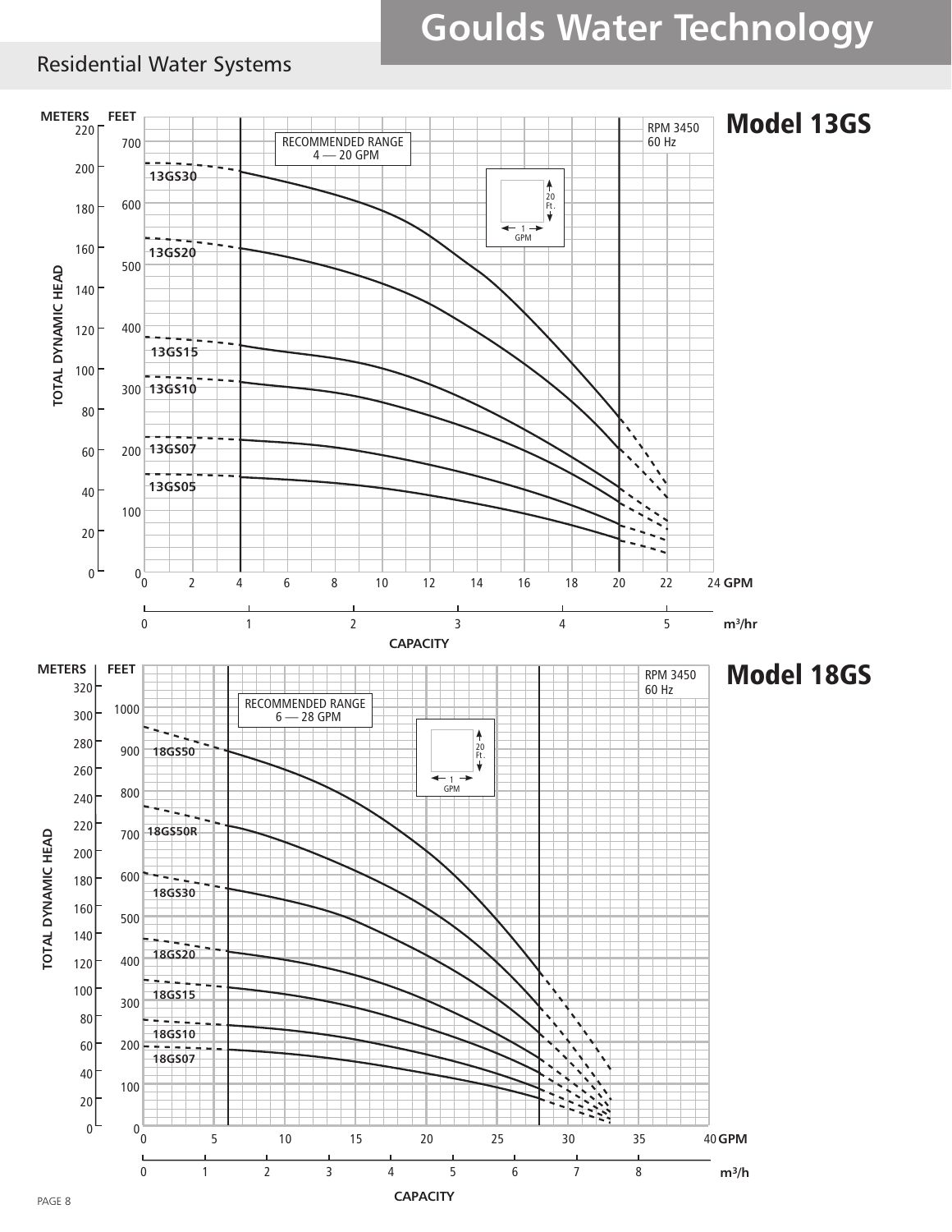# Goulds Water Technology

## Residential Water Systems

## Model 13GS

RPM 3450
60 Hz

RECOMMENDED RANGE
4 — 20 GPM

TOTAL DYNAMIC HEAD (METERS / FEET)

13GS30
13GS20
13GS15
13GS10
13GS07
13GS05

20 Ft. / 1 GPM

CAPACITY (GPM / m³/hr)

## Model 18GS

RPM 3450
60 Hz

RECOMMENDED RANGE
6 — 28 GPM

TOTAL DYNAMIC HEAD (METERS / FEET)

18GS50
18GS50R
18GS30
18GS20
18GS15
18GS10
18GS07

20 Ft. / 1 GPM

CAPACITY (GPM / m³/h)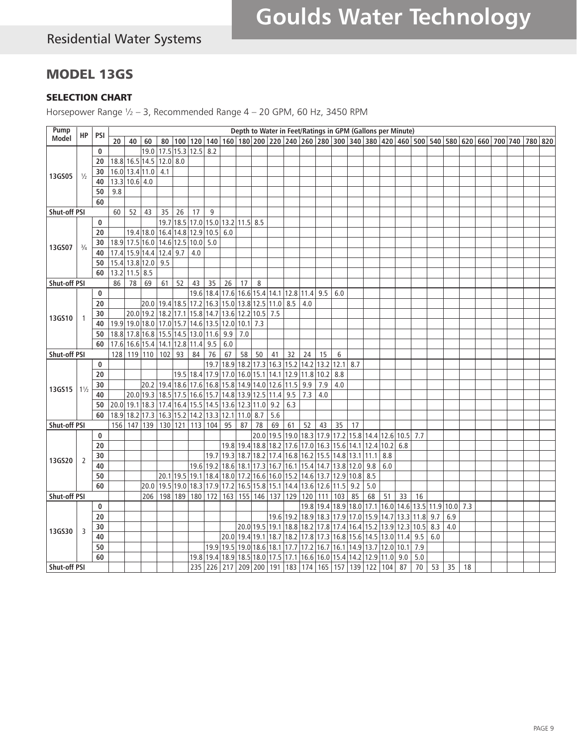## MODEL 13GS

### SELECTION CHART

Horsepower Range ½ – 3, Recommended Range 4 – 20 GPM, 60 Hz, 3450 RPM

| Pump Model | HP | PSI | Depth to Water in Feet/Ratings in GPM (Gallons per Minute) | | | | | | | | | | | | | | | | | | | | | | | | | | | |
|---|---|---|---|---|---|---|---|---|---|---|---|---|---|---|---|---|---|---|---|---|---|---|---|---|---|---|---|---|---|---|
| | | | 20 | 40 | 60 | 80 | 100 | 120 | 140 | 160 | 180 | 200 | 220 | 240 | 260 | 280 | 300 | 340 | 380 | 420 | 460 | 500 | 540 | 580 | 620 | 660 | 700 | 740 | 780 | 820 |
| 13GS05 | ½ | 0 | | | 19.0 | 17.5 | 15.3 | 12.5 | 8.2 | | | | | | | | | | | | | | | | | | | | | |
| | | 20 | 18.8 | 16.5 | 14.5 | 12.0 | 8.0 | | | | | | | | | | | | | | | | | | | | | | | |
| | | 30 | 16.0 | 13.4 | 11.0 | 4.1 | | | | | | | | | | | | | | | | | | | | | | | | |
| | | 40 | 13.3 | 10.6 | 4.0 | | | | | | | | | | | | | | | | | | | | | | | | | |
| | | 50 | 9.8 | | | | | | | | | | | | | | | | | | | | | | | | | | | |
| | | 60 | | | | | | | | | | | | | | | | | | | | | | | | | | | | |
| Shut-off PSI | | | 60 | 52 | 43 | 35 | 26 | 17 | 9 | | | | | | | | | | | | | | | | | | | | | |
| 13GS07 | ¾ | 0 | | | | 19.7 | 18.5 | 17.0 | 15.0 | 13.2 | 11.5 | 8.5 | | | | | | | | | | | | | | | | | | |
| | | 20 | | 19.4 | 18.0 | 16.4 | 14.8 | 12.9 | 10.5 | 6.0 | | | | | | | | | | | | | | | | | | | | |
| | | 30 | 18.9 | 17.5 | 16.0 | 14.6 | 12.5 | 10.0 | 5.0 | | | | | | | | | | | | | | | | | | | | | |
| | | 40 | 17.4 | 15.9 | 14.4 | 12.4 | 9.7 | 4.0 | | | | | | | | | | | | | | | | | | | | | | |
| | | 50 | 15.4 | 13.8 | 12.0 | 9.5 | | | | | | | | | | | | | | | | | | | | | | | | |
| | | 60 | 13.2 | 11.5 | 8.5 | | | | | | | | | | | | | | | | | | | | | | | | | |
| Shut-off PSI | | | 86 | 78 | 69 | 61 | 52 | 43 | 35 | 26 | 17 | 8 | | | | | | | | | | | | | | | | | | |
| 13GS10 | 1 | 0 | | | | | | 19.6 | 18.4 | 17.6 | 16.6 | 15.4 | 14.1 | 12.8 | 11.4 | 9.5 | 6.0 | | | | | | | | | | | | | |
| | | 20 | | | 20.0 | 19.4 | 18.5 | 17.2 | 16.3 | 15.0 | 13.8 | 12.5 | 11.0 | 8.5 | 4.0 | | | | | | | | | | | | | | | |
| | | 30 | | 20.0 | 19.2 | 18.2 | 17.1 | 15.8 | 14.7 | 13.6 | 12.2 | 10.5 | 7.5 | | | | | | | | | | | | | | | | | |
| | | 40 | 19.9 | 19.0 | 18.0 | 17.0 | 15.7 | 14.6 | 13.5 | 12.0 | 10.1 | 7.3 | | | | | | | | | | | | | | | | | | |
| | | 50 | 18.8 | 17.8 | 16.8 | 15.5 | 14.5 | 13.0 | 11.6 | 9.9 | 7.0 | | | | | | | | | | | | | | | | | | | |
| | | 60 | 17.6 | 16.6 | 15.4 | 14.1 | 12.8 | 11.4 | 9.5 | 6.0 | | | | | | | | | | | | | | | | | | | | |
| Shut-off PSI | | | 128 | 119 | 110 | 102 | 93 | 84 | 76 | 67 | 58 | 50 | 41 | 32 | 24 | 15 | 6 | | | | | | | | | | | | | |
| 13GS15 | 1½ | 0 | | | | | | | 19.7 | 18.9 | 18.2 | 17.3 | 16.3 | 15.2 | 14.2 | 13.2 | 12.1 | 8.7 | | | | | | | | | | | | |
| | | 20 | | | | | 19.5 | 18.4 | 17.9 | 17.0 | 16.0 | 15.1 | 14.1 | 12.9 | 11.8 | 10.2 | 8.8 | | | | | | | | | | | | | |
| | | 30 | | | 20.2 | 19.4 | 18.6 | 17.6 | 16.8 | 15.8 | 14.9 | 14.0 | 12.6 | 11.5 | 9.9 | 7.9 | 4.0 | | | | | | | | | | | | | |
| | | 40 | | 20.0 | 19.3 | 18.5 | 17.5 | 16.6 | 15.7 | 14.8 | 13.9 | 12.5 | 11.4 | 9.5 | 7.3 | 4.0 | | | | | | | | | | | | | | |
| | | 50 | 20.0 | 19.1 | 18.3 | 17.4 | 16.4 | 15.5 | 14.5 | 13.6 | 12.3 | 11.0 | 9.2 | 6.3 | | | | | | | | | | | | | | | | |
| | | 60 | 18.9 | 18.2 | 17.3 | 16.3 | 15.2 | 14.2 | 13.3 | 12.1 | 11.0 | 8.7 | 5.6 | | | | | | | | | | | | | | | | | |
| Shut-off PSI | | | 156 | 147 | 139 | 130 | 121 | 113 | 104 | 95 | 87 | 78 | 69 | 61 | 52 | 43 | 35 | 17 | | | | | | | | | | | | |
| 13GS20 | 2 | 0 | | | | | | | | | | 20.0 | 19.5 | 19.0 | 18.3 | 17.9 | 17.2 | 15.8 | 14.4 | 12.6 | 10.5 | 7.7 | | | | | | | | |
| | | 20 | | | | | | | | 19.8 | 19.4 | 18.8 | 18.2 | 17.6 | 17.0 | 16.3 | 15.6 | 14.1 | 12.4 | 10.2 | 6.8 | | | | | | | | | |
| | | 30 | | | | | | | 19.7 | 19.3 | 18.7 | 18.2 | 17.4 | 16.8 | 16.2 | 15.5 | 14.8 | 13.1 | 11.1 | 8.8 | | | | | | | | | | |
| | | 40 | | | | | | 19.6 | 19.2 | 18.6 | 18.1 | 17.3 | 16.7 | 16.1 | 15.4 | 14.7 | 13.8 | 12.0 | 9.8 | 6.0 | | | | | | | | | | |
| | | 50 | | | | 20.1 | 19.5 | 19.1 | 18.4 | 18.0 | 17.2 | 16.6 | 16.0 | 15.2 | 14.6 | 13.7 | 12.9 | 10.8 | 8.5 | | | | | | | | | | | |
| | | 60 | | | 20.0 | 19.5 | 19.0 | 18.3 | 17.9 | 17.2 | 16.5 | 15.8 | 15.1 | 14.4 | 13.6 | 12.6 | 11.5 | 9.2 | 5.0 | | | | | | | | | | | |
| Shut-off PSI | | | | | 206 | 198 | 189 | 180 | 172 | 163 | 155 | 146 | 137 | 129 | 120 | 111 | 103 | 85 | 68 | 51 | 33 | 16 | | | | | | | | |
| 13GS30 | 3 | 0 | | | | | | | | | | | | | | 19.8 | 19.4 | 18.9 | 18.0 | 17.1 | 16.0 | 14.6 | 13.5 | 11.9 | 10.0 | 7.3 | | | | |
| | | 20 | | | | | | | | | | | 19.6 | 19.2 | 18.9 | 18.3 | 17.9 | 17.0 | 15.9 | 14.7 | 13.3 | 11.8 | 9.7 | 6.9 | | | | | | |
| | | 30 | | | | | | | | | 20.0 | 19.5 | 19.1 | 18.8 | 18.2 | 17.8 | 17.4 | 16.4 | 15.2 | 13.9 | 12.3 | 10.5 | 8.3 | 4.0 | | | | | | |
| | | 40 | | | | | | | | 20.0 | 19.4 | 19.1 | 18.7 | 18.2 | 17.8 | 17.3 | 16.8 | 15.6 | 14.5 | 13.0 | 11.4 | 9.5 | 6.0 | | | | | | | |
| | | 50 | | | | | | | 19.9 | 19.5 | 19.0 | 18.6 | 18.1 | 17.7 | 17.2 | 16.7 | 16.1 | 14.9 | 13.7 | 12.0 | 10.1 | 7.9 | | | | | | | | |
| | | 60 | | | | | | 19.8 | 19.4 | 18.9 | 18.5 | 18.0 | 17.5 | 17.1 | 16.6 | 16.0 | 15.4 | 14.2 | 12.9 | 11.0 | 9.0 | 5.0 | | | | | | | | |
| Shut-off PSI | | | | | | | | 235 | 226 | 217 | 209 | 200 | 191 | 183 | 174 | 165 | 157 | 139 | 122 | 104 | 87 | 70 | 53 | 35 | 18 | | | | | |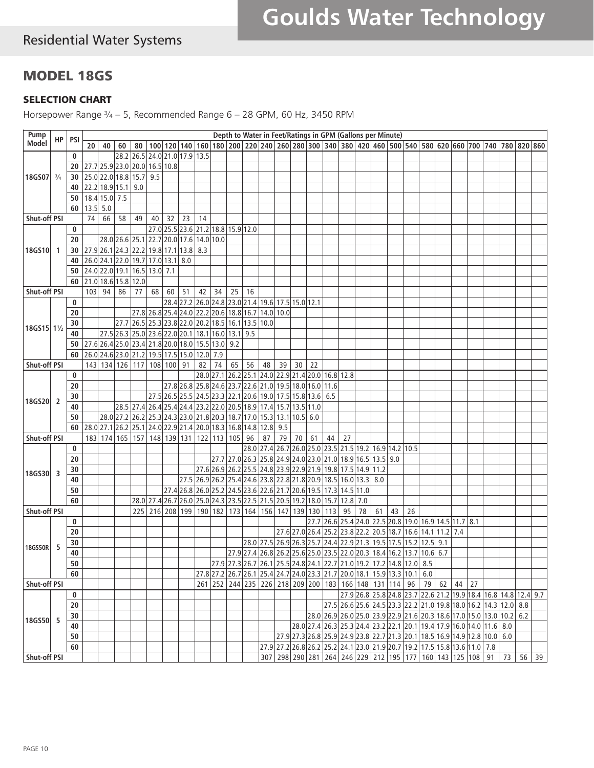# MODEL 18GS

## SELECTION CHART

Horsepower Range ¾ – 5, Recommended Range 6 – 28 GPM, 60 Hz, 3450 RPM

| Pump Model | HP | PSI | Depth to Water in Feet/Ratings in GPM (Gallons per Minute) | | | | | | | | | | | | | | | | | | | | | | | | | | | |
|---|---|---|---|---|---|---|---|---|---|---|---|---|---|---|---|---|---|---|---|---|---|---|---|---|---|---|---|---|---|---|
| | | | 20 | 40 | 60 | 80 | 100 | 120 | 140 | 160 | 180 | 200 | 220 | 240 | 260 | 280 | 300 | 340 | 380 | 420 | 460 | 500 | 540 | 580 | 620 | 660 | 700 | 740 | 780 | 820 | 860 |
| 18GS07 | ¾ | 0 | | | 28.2 | 26.5 | 24.0 | 21.0 | 17.9 | 13.5 | | | | | | | | | | | | | | | | | | | | | |
| | | 20 | 27.7 | 25.9 | 23.0 | 20.0 | 16.5 | 10.8 | | | | | | | | | | | | | | | | | | | | | | | |
| | | 30 | 25.0 | 22.0 | 18.8 | 15.7 | 9.5 | | | | | | | | | | | | | | | | | | | | | | | | |
| | | 40 | 22.2 | 18.9 | 15.1 | 9.0 | | | | | | | | | | | | | | | | | | | | | | | | | |
| | | 50 | 18.4 | 15.0 | 7.5 | | | | | | | | | | | | | | | | | | | | | | | | | | |
| | | 60 | 13.5 | 5.0 | | | | | | | | | | | | | | | | | | | | | | | | | | | |
| Shut-off PSI | | | 74 | 66 | 58 | 49 | 40 | 32 | 23 | 14 | | | | | | | | | | | | | | | | | | | | | |
| 18GS10 | 1 | 0 | | | | | 27.0 | 25.5 | 23.6 | 21.2 | 18.8 | 15.9 | 12.0 | | | | | | | | | | | | | | | | | | |
| | | 20 | | 28.0 | 26.6 | 25.1 | 22.7 | 20.0 | 17.6 | 14.0 | 10.0 | | | | | | | | | | | | | | | | | | | | |
| | | 30 | 27.9 | 26.1 | 24.3 | 22.2 | 19.8 | 17.1 | 13.8 | 8.3 | | | | | | | | | | | | | | | | | | | | | |
| | | 40 | 26.0 | 24.1 | 22.0 | 19.7 | 17.0 | 13.1 | 8.0 | | | | | | | | | | | | | | | | | | | | | | |
| | | 50 | 24.0 | 22.0 | 19.1 | 16.5 | 13.0 | 7.1 | | | | | | | | | | | | | | | | | | | | | | | |
| | | 60 | 21.0 | 18.6 | 15.8 | 12.0 | | | | | | | | | | | | | | | | | | | | | | | | | |
| Shut-off PSI | | | 103 | 94 | 86 | 77 | 68 | 60 | 51 | 42 | 34 | 25 | 16 | | | | | | | | | | | | | | | | | | |
| 18GS15 | 1½ | 0 | | | | | | | 28.4 | 27.2 | 26.0 | 24.8 | 23.0 | 21.4 | 19.6 | 17.5 | 15.0 | 12.1 | | | | | | | | | | | | | |
| | | 20 | | | | | 27.8 | 26.8 | 25.4 | 24.0 | 22.2 | 20.6 | 18.8 | 16.7 | 14.0 | 10.0 | | | | | | | | | | | | | | | |
| | | 30 | | | | 27.7 | 26.5 | 25.3 | 23.8 | 22.0 | 20.2 | 18.5 | 16.1 | 13.5 | 10.0 | | | | | | | | | | | | | | | | |
| | | 40 | | 27.5 | 26.3 | 25.0 | 23.6 | 22.0 | 20.1 | 18.1 | 16.0 | 13.1 | 9.5 | | | | | | | | | | | | | | | | | | |
| | | 50 | 27.6 | 26.4 | 25.0 | 23.4 | 21.8 | 20.0 | 18.0 | 15.5 | 13.0 | 9.2 | | | | | | | | | | | | | | | | | | | |
| | | 60 | 26.0 | 24.6 | 23.0 | 21.2 | 19.5 | 17.5 | 15.0 | 12.0 | 7.9 | | | | | | | | | | | | | | | | | | | | |
| Shut-off PSI | | | 143 | 134 | 126 | 117 | 108 | 100 | 91 | 82 | 74 | 65 | 56 | 48 | 39 | 30 | 22 | | | | | | | | | | | | | | |
| 18GS20 | 2 | 0 | | | | | | | | | 28.0 | 27.1 | 26.2 | 25.1 | 24.0 | 22.9 | 21.4 | 20.0 | 16.8 | 12.8 | | | | | | | | | | | |
| | | 20 | | | | | | | 27.8 | 26.8 | 25.8 | 24.6 | 23.7 | 22.6 | 21.0 | 19.5 | 18.0 | 16.0 | 11.6 | | | | | | | | | | | | |
| | | 30 | | | | | 27.5 | 26.5 | 25.5 | 24.5 | 23.3 | 22.1 | 20.6 | 19.0 | 17.5 | 15.8 | 13.6 | 6.5 | | | | | | | | | | | | | |
| | | 40 | | | 28.5 | 27.4 | 26.4 | 25.4 | 24.4 | 23.2 | 22.0 | 20.5 | 18.9 | 17.4 | 15.7 | 13.5 | 11.0 | | | | | | | | | | | | | | |
| | | 50 | | 28.0 | 27.2 | 26.2 | 25.3 | 24.3 | 23.0 | 21.8 | 20.3 | 18.7 | 17.0 | 15.3 | 13.1 | 10.5 | 6.0 | | | | | | | | | | | | | | |
| | | 60 | 28.0 | 27.1 | 26.2 | 25.1 | 24.0 | 22.9 | 21.4 | 20.0 | 18.3 | 16.8 | 14.8 | 12.8 | 9.5 | | | | | | | | | | | | | | | | |
| Shut-off PSI | | | 183 | 174 | 165 | 157 | 148 | 139 | 131 | 122 | 113 | 105 | 96 | 87 | 79 | 70 | 61 | 44 | 27 | | | | | | | | | | | | |
| 18GS30 | 3 | 0 | | | | | | | | | | | 28.0 | 27.4 | 26.7 | 26.0 | 25.0 | 23.5 | 21.5 | 19.2 | 16.9 | 14.2 | 10.5 | | | | | | | | |
| | | 20 | | | | | | | | | | 27.7 | 27.0 | 26.3 | 25.8 | 24.9 | 24.0 | 23.0 | 21.0 | 18.9 | 16.5 | 13.5 | 9.0 | | | | | | | | |
| | | 30 | | | | | | | | | 27.6 | 26.9 | 26.2 | 25.5 | 24.8 | 23.9 | 22.9 | 21.9 | 19.8 | 17.5 | 14.9 | 11.2 | | | | | | | | | |
| | | 40 | | | | | | | | 27.5 | 26.9 | 26.2 | 25.4 | 24.6 | 23.8 | 22.8 | 21.8 | 20.9 | 18.5 | 16.0 | 13.3 | 8.0 | | | | | | | | | |
| | | 50 | | | | | | | 27.4 | 26.8 | 26.0 | 25.2 | 24.5 | 23.6 | 22.6 | 21.7 | 20.6 | 19.5 | 17.3 | 14.5 | 11.0 | | | | | | | | | | |
| | | 60 | | | | | 28.0 | 27.4 | 26.7 | 26.0 | 25.0 | 24.3 | 23.5 | 22.5 | 21.5 | 20.5 | 19.2 | 18.0 | 15.7 | 12.8 | 7.0 | | | | | | | | | | |
| Shut-off PSI | | | | | | 225 | 216 | 208 | 199 | 190 | 182 | 173 | 164 | 156 | 147 | 139 | 130 | 113 | 95 | 78 | 61 | 43 | 26 | | | | | | | | |
| 18GS50R | 5 | 0 | | | | | | | | | | | | | | | 27.7 | 26.6 | 25.4 | 24.0 | 22.5 | 20.8 | 19.0 | 16.9 | 14.5 | 11.7 | 8.1 | | | | |
| | | 20 | | | | | | | | | | | | | 27.6 | 27.0 | 26.4 | 25.2 | 23.8 | 22.2 | 20.5 | 18.7 | 16.6 | 14.1 | 11.2 | 7.4 | | | | | |
| | | 30 | | | | | | | | | | | 28.0 | 27.5 | 26.9 | 26.3 | 25.7 | 24.4 | 22.9 | 21.3 | 19.5 | 17.5 | 15.2 | 12.5 | 9.1 | | | | | | |
| | | 40 | | | | | | | | | | 27.9 | 27.4 | 26.8 | 26.2 | 25.6 | 25.0 | 23.5 | 22.0 | 20.3 | 18.4 | 16.2 | 13.7 | 10.6 | 6.7 | | | | | | |
| | | 50 | | | | | | | | | 27.9 | 27.3 | 26.7 | 26.1 | 25.5 | 24.8 | 24.1 | 22.7 | 21.0 | 19.2 | 17.2 | 14.8 | 12.0 | 8.5 | | | | | | | |
| | | 60 | | | | | | | | 27.8 | 27.2 | 26.7 | 26.1 | 25.4 | 24.7 | 24.0 | 23.3 | 21.7 | 20.0 | 18.1 | 15.9 | 13.3 | 10.1 | 6.0 | | | | | | | |
| Shut-off PSI | | | | | | | | | | 261 | 252 | 244 | 235 | 226 | 218 | 209 | 200 | 183 | 166 | 148 | 131 | 114 | 96 | 79 | 62 | 44 | 27 | | | | |
| 18GS50 | 5 | 0 | | | | | | | | | | | | | | | | | 27.9 | 26.8 | 25.8 | 24.8 | 23.7 | 22.6 | 21.2 | 19.9 | 18.4 | 16.8 | 14.8 | 12.4 | 9.7 |
| | | 20 | | | | | | | | | | | | | | | | 27.5 | 26.6 | 25.6 | 24.5 | 23.3 | 22.2 | 21.0 | 19.8 | 18.0 | 16.2 | 14.3 | 12.0 | 8.8 | |
| | | 30 | | | | | | | | | | | | | | | 28.0 | 26.9 | 26.0 | 25.0 | 23.9 | 22.9 | 21.6 | 20.3 | 18.6 | 17.0 | 15.0 | 13.0 | 10.2 | 6.2 | |
| | | 40 | | | | | | | | | | | | | | 28.0 | 27.4 | 26.3 | 25.3 | 24.4 | 23.2 | 22.1 | 20.1 | 19.4 | 17.9 | 16.0 | 14.0 | 11.6 | 8.0 | | |
| | | 50 | | | | | | | | | | | | | 27.9 | 27.3 | 26.8 | 25.9 | 24.9 | 23.8 | 22.7 | 21.3 | 20.1 | 18.5 | 16.9 | 14.9 | 12.8 | 10.0 | 6.0 | | |
| | | 60 | | | | | | | | | | | | 27.9 | 27.2 | 26.8 | 26.2 | 25.2 | 24.1 | 23.0 | 21.9 | 20.7 | 19.2 | 17.5 | 15.8 | 13.6 | 11.0 | 7.8 | | | |
| Shut-off PSI | | | | | | | | | | | | | | 307 | 298 | 290 | 281 | 264 | 246 | 229 | 212 | 195 | 177 | 160 | 143 | 125 | 108 | 91 | 73 | 56 | 39 |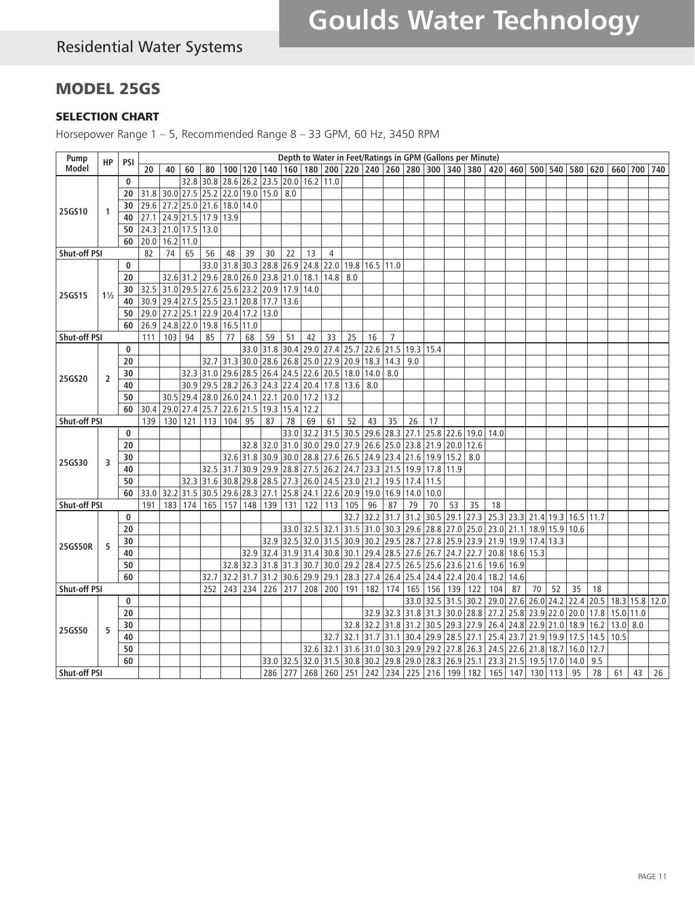## MODEL 25GS

### SELECTION CHART

Horsepower Range 1 – 5, Recommended Range 8 – 33 GPM, 60 Hz, 3450 RPM

| Pump Model | HP | PSI | Depth to Water in Feet/Ratings in GPM (Gallons per Minute) | | | | | | | | | | | | | | | | | | | | | | | | | |
|---|---|---|---|---|---|---|---|---|---|---|---|---|---|---|---|---|---|---|---|---|---|---|---|---|---|---|---|---|
| | | | 20 | 40 | 60 | 80 | 100 | 120 | 140 | 160 | 180 | 200 | 220 | 240 | 260 | 280 | 300 | 340 | 380 | 420 | 460 | 500 | 540 | 580 | 620 | 660 | 700 | 740 |
| 25GS10 | 1 | 0 | | | 32.8 | 30.8 | 28.6 | 26.2 | 23.5 | 20.0 | 16.2 | 11.0 | | | | | | | | | | | | | | | | |
| | | 20 | 31.8 | 30.0 | 27.5 | 25.2 | 22.0 | 19.0 | 15.0 | 8.0 | | | | | | | | | | | | | | | | | | |
| | | 30 | 29.6 | 27.2 | 25.0 | 21.6 | 18.0 | 14.0 | | | | | | | | | | | | | | | | | | | | |
| | | 40 | 27.1 | 24.9 | 21.5 | 17.9 | 13.9 | | | | | | | | | | | | | | | | | | | | | |
| | | 50 | 24.3 | 21.0 | 17.5 | 13.0 | | | | | | | | | | | | | | | | | | | | | | |
| | | 60 | 20.0 | 16.2 | 11.0 | | | | | | | | | | | | | | | | | | | | | | | |
| Shut-off PSI | | | 82 | 74 | 65 | 56 | 48 | 39 | 30 | 22 | 13 | 4 | | | | | | | | | | | | | | | | |
| 25GS15 | 1½ | 0 | | | | 33.0 | 31.8 | 30.3 | 28.8 | 26.9 | 24.8 | 22.0 | 19.8 | 16.5 | 11.0 | | | | | | | | | | | | | |
| | | 20 | | 32.6 | 31.2 | 29.6 | 28.0 | 26.0 | 23.8 | 21.0 | 18.1 | 14.8 | 8.0 | | | | | | | | | | | | | | | |
| | | 30 | 32.5 | 31.0 | 29.5 | 27.6 | 25.6 | 23.2 | 20.9 | 17.9 | 14.0 | | | | | | | | | | | | | | | | | |
| | | 40 | 30.9 | 29.4 | 27.5 | 25.5 | 23.1 | 20.8 | 17.7 | 13.6 | | | | | | | | | | | | | | | | | | |
| | | 50 | 29.0 | 27.2 | 25.1 | 22.9 | 20.4 | 17.2 | 13.0 | | | | | | | | | | | | | | | | | | | |
| | | 60 | 26.9 | 24.8 | 22.0 | 19.8 | 16.5 | 11.0 | | | | | | | | | | | | | | | | | | | | |
| Shut-off PSI | | | 111 | 103 | 94 | 85 | 77 | 68 | 59 | 51 | 42 | 33 | 25 | 16 | 7 | | | | | | | | | | | | | |
| 25GS20 | 2 | 0 | | | | | | 33.0 | 31.8 | 30.4 | 29.0 | 27.4 | 25.7 | 22.6 | 21.5 | 19.3 | 15.4 | | | | | | | | | | | |
| | | 20 | | | | 32.7 | 31.3 | 30.0 | 28.6 | 26.8 | 25.0 | 22.9 | 20.9 | 18.3 | 14.3 | 9.0 | | | | | | | | | | | | |
| | | 30 | | | 32.3 | 31.0 | 29.6 | 28.5 | 26.4 | 24.5 | 22.6 | 20.5 | 18.0 | 14.0 | 8.0 | | | | | | | | | | | | | |
| | | 40 | | | 30.9 | 29.5 | 28.2 | 26.3 | 24.3 | 22.4 | 20.4 | 17.8 | 13.6 | 8.0 | | | | | | | | | | | | | | |
| | | 50 | | 30.5 | 29.4 | 28.0 | 26.0 | 24.1 | 22.1 | 20.0 | 17.2 | 13.2 | | | | | | | | | | | | | | | | |
| | | 60 | 30.4 | 29.0 | 27.4 | 25.7 | 22.6 | 21.5 | 19.3 | 15.4 | 12.2 | | | | | | | | | | | | | | | | | |
| Shut-off PSI | | | 139 | 130 | 121 | 113 | 104 | 95 | 87 | 78 | 69 | 61 | 52 | 43 | 35 | 26 | 17 | | | | | | | | | | | |
| 25GS30 | 3 | 0 | | | | | | | | 33.0 | 32.2 | 31.5 | 30.5 | 29.6 | 28.3 | 27.1 | 25.8 | 22.6 | 19.0 | 14.0 | | | | | | | | |
| | | 20 | | | | | | 32.8 | 32.0 | 31.0 | 30.0 | 29.0 | 27.9 | 26.6 | 25.0 | 23.8 | 21.9 | 20.0 | 12.6 | | | | | | | | | |
| | | 30 | | | | | 32.6 | 31.8 | 30.9 | 30.0 | 28.8 | 27.6 | 26.5 | 24.9 | 23.4 | 21.6 | 19.9 | 15.2 | 8.0 | | | | | | | | | |
| | | 40 | | | | 32.5 | 31.7 | 30.9 | 29.9 | 28.8 | 27.5 | 26.2 | 24.7 | 23.3 | 21.5 | 19.9 | 17.8 | 11.9 | | | | | | | | | | |
| | | 50 | | | 32.3 | 31.6 | 30.8 | 29.8 | 28.5 | 27.3 | 26.0 | 24.5 | 23.0 | 21.2 | 19.5 | 17.4 | 11.5 | | | | | | | | | | | |
| | | 60 | 33.0 | 32.2 | 31.5 | 30.5 | 29.6 | 28.3 | 27.1 | 25.8 | 24.1 | 22.6 | 20.9 | 19.0 | 16.9 | 14.0 | 10.0 | | | | | | | | | | | |
| Shut-off PSI | | | 191 | 183 | 174 | 165 | 157 | 148 | 139 | 131 | 122 | 113 | 105 | 96 | 87 | 79 | 70 | 53 | 35 | 18 | | | | | | | | |
| 25GS50R | 5 | 0 | | | | | | | | | | | 32.7 | 32.2 | 31.7 | 31.2 | 30.5 | 29.1 | 27.3 | 25.3 | 23.3 | 21.4 | 19.3 | 16.5 | 11.7 | | | |
| | | 20 | | | | | | | | 33.0 | 32.5 | 32.1 | 31.5 | 31.0 | 30.3 | 29.6 | 28.8 | 27.0 | 25.0 | 23.0 | 21.1 | 18.9 | 15.9 | 10.6 | | | | |
| | | 30 | | | | | | | 32.9 | 32.5 | 32.0 | 31.5 | 30.9 | 30.2 | 29.5 | 28.7 | 27.8 | 25.9 | 23.9 | 21.9 | 19.9 | 17.4 | 13.3 | | | | | |
| | | 40 | | | | | | 32.9 | 32.4 | 31.9 | 31.4 | 30.8 | 30.1 | 29.4 | 28.5 | 27.6 | 26.7 | 24.7 | 22.7 | 20.8 | 18.6 | 15.3 | | | | | | |
| | | 50 | | | | | 32.8 | 32.3 | 31.8 | 31.3 | 30.7 | 30.0 | 29.2 | 28.4 | 27.5 | 26.5 | 25.6 | 23.6 | 21.6 | 19.6 | 16.9 | | | | | | | |
| | | 60 | | | | 32.7 | 32.2 | 31.7 | 31.2 | 30.6 | 29.9 | 29.1 | 28.3 | 27.4 | 26.4 | 25.4 | 24.4 | 22.4 | 20.4 | 18.2 | 14.6 | | | | | | | |
| Shut-off PSI | | | | | | 252 | 243 | 234 | 226 | 217 | 208 | 200 | 191 | 182 | 174 | 165 | 156 | 139 | 122 | 104 | 87 | 70 | 52 | 35 | 18 | | | |
| 25GS50 | 5 | 0 | | | | | | | | | | | | | | 33.0 | 32.5 | 31.5 | 30.2 | 29.0 | 27.6 | 26.0 | 24.2 | 22.4 | 20.5 | 18.3 | 15.8 | 12.0 |
| | | 20 | | | | | | | | | | | | 32.9 | 32.3 | 31.8 | 31.3 | 30.0 | 28.8 | 27.2 | 25.8 | 23.9 | 22.0 | 20.0 | 17.8 | 15.0 | 11.0 | |
| | | 30 | | | | | | | | | | | 32.8 | 32.2 | 31.8 | 31.2 | 30.5 | 29.3 | 27.9 | 26.4 | 24.8 | 22.9 | 21.0 | 18.9 | 16.2 | 13.0 | 8.0 | |
| | | 40 | | | | | | | | | | 32.7 | 32.1 | 31.7 | 31.1 | 30.4 | 29.9 | 28.5 | 27.1 | 25.4 | 23.7 | 21.9 | 19.9 | 17.5 | 14.5 | 10.5 | | |
| | | 50 | | | | | | | | | 32.6 | 32.1 | 31.6 | 31.0 | 30.3 | 29.9 | 29.2 | 27.8 | 26.3 | 24.5 | 22.6 | 21.8 | 18.7 | 16.0 | 12.7 | | | |
| | | 60 | | | | | | | 33.0 | 32.5 | 32.0 | 31.5 | 30.8 | 30.2 | 29.8 | 29.0 | 28.3 | 26.9 | 25.1 | 23.3 | 21.5 | 19.5 | 17.0 | 14.0 | 9.5 | | | |
| Shut-off PSI | | | | | | | | | 286 | 277 | 268 | 260 | 251 | 242 | 234 | 225 | 216 | 199 | 182 | 165 | 147 | 130 | 113 | 95 | 78 | 61 | 43 | 26 |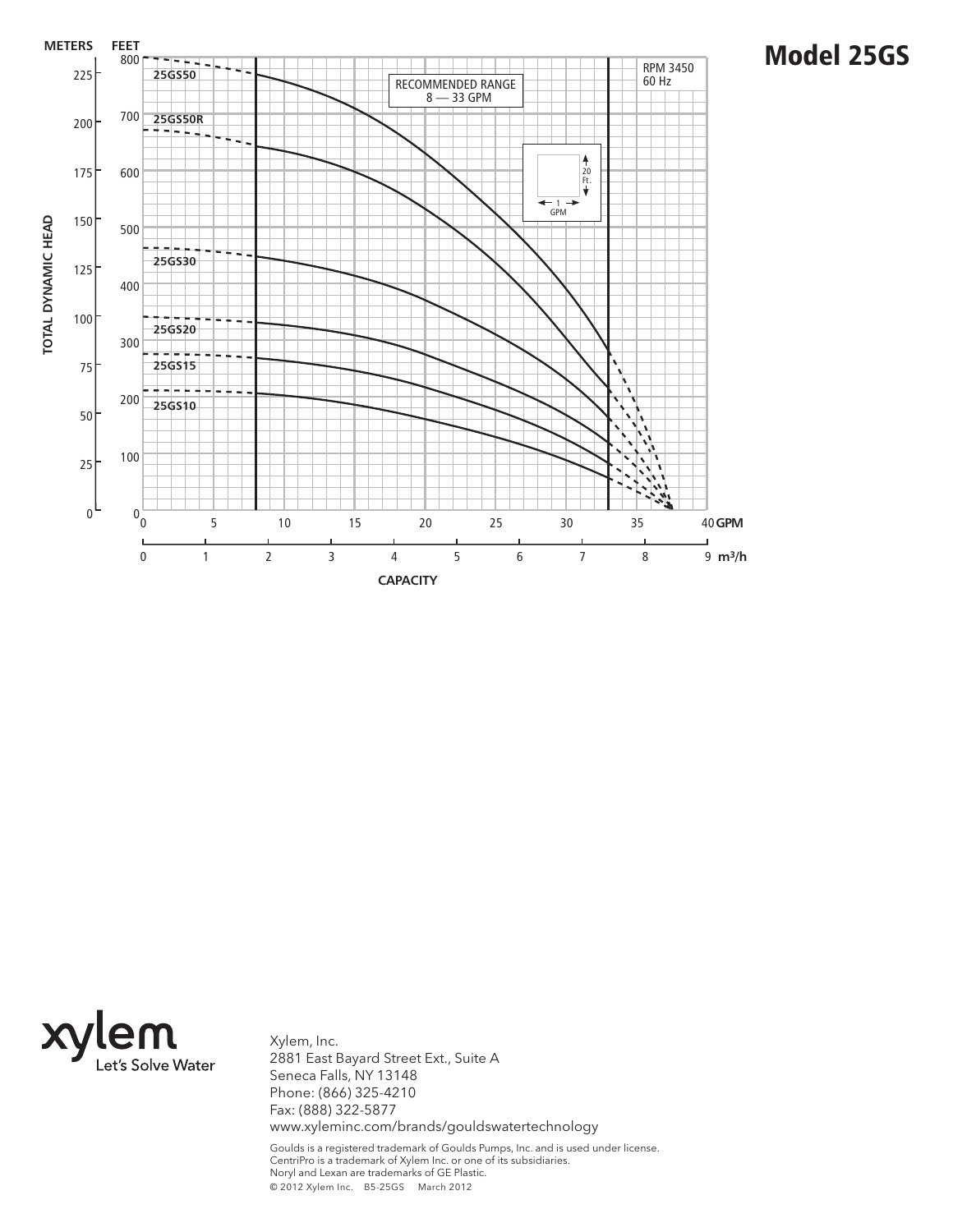# Model 25GS

METERS FEET

225 800

200 700

175 600

150 500

125 400

100 300

75 200

50 100

25 0

0

TOTAL DYNAMIC HEAD

25GS50

25GS50R

25GS30

25GS20

25GS15

25GS10

RECOMMENDED RANGE
8 — 33 GPM

RPM 3450
60 Hz

20 Ft.

1 GPM

0 5 10 15 20 25 30 35 40 GPM

0 1 2 3 4 5 6 7 8 9 m³/h

CAPACITY

Xylem, Inc.
2881 East Bayard Street Ext., Suite A
Seneca Falls, NY 13148
Phone: (866) 325-4210
Fax: (888) 322-5877
www.xyleminc.com/brands/gouldswatertechnology

Goulds is a registered trademark of Goulds Pumps, Inc. and is used under license.
CentriPro is a trademark of Xylem Inc. or one of its subsidiaries.
Noryl and Lexan are trademarks of GE Plastic.
© 2012 Xylem Inc. B5-25GS March 2012